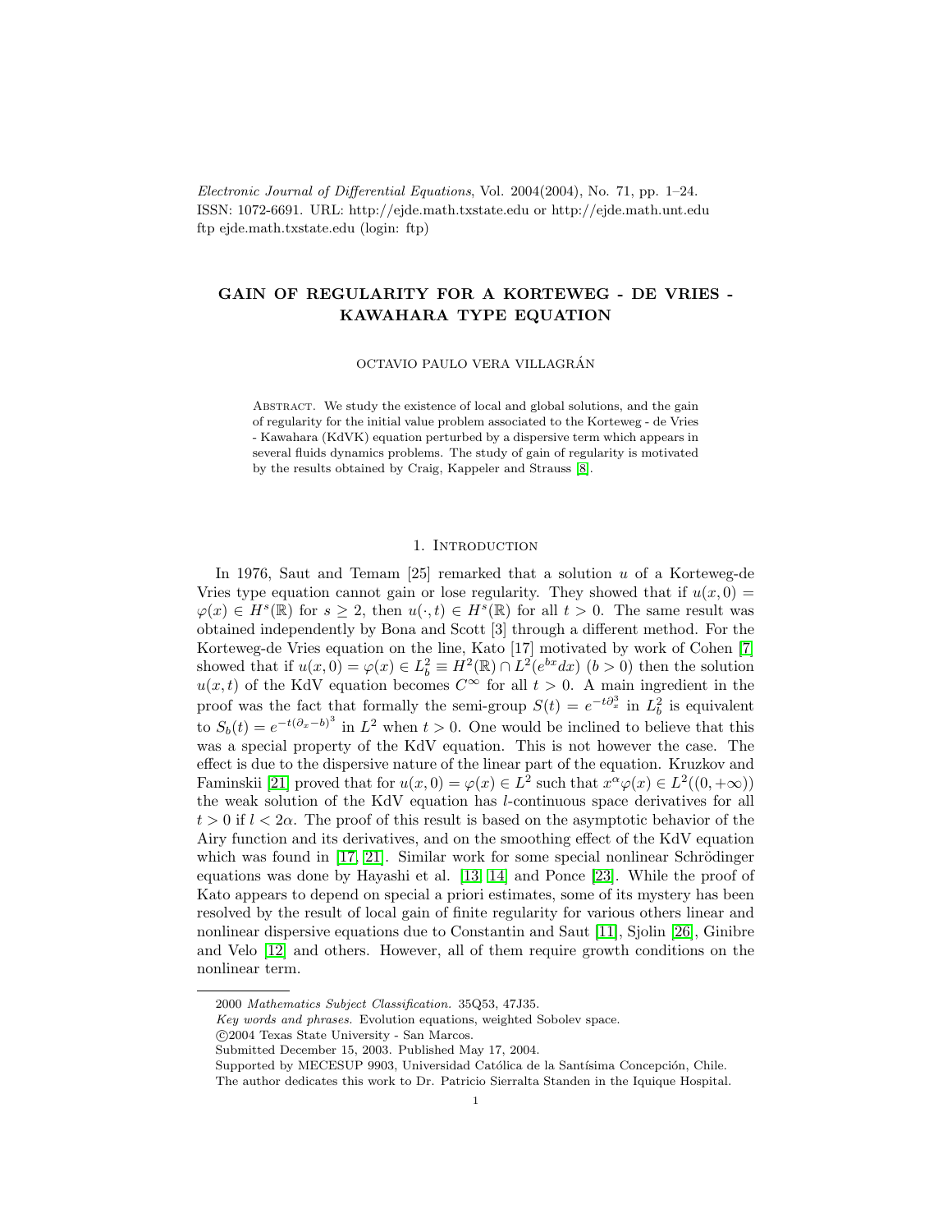*Electronic Journal of Differential Equations*, Vol. 2004(2004), No. 71, pp. 1–24.
ISSN: 1072-6691. URL: http://ejde.math.txstate.edu or http://ejde.math.unt.edu
ftp ejde.math.txstate.edu (login: ftp)

# GAIN OF REGULARITY FOR A KORTEWEG - DE VRIES - KAWAHARA TYPE EQUATION

OCTAVIO PAULO VERA VILLAGRÁN

Abstract. We study the existence of local and global solutions, and the gain of regularity for the initial value problem associated to the Korteweg - de Vries - Kawahara (KdVK) equation perturbed by a dispersive term which appears in several fluids dynamics problems. The study of gain of regularity is motivated by the results obtained by Craig, Kappeler and Strauss [8].

## 1. Introduction

In 1976, Saut and Temam [25] remarked that a solution $u$ of a Korteweg-de Vries type equation cannot gain or lose regularity. They showed that if $u(x,0) = \varphi(x) \in H^s(\mathbb{R})$ for $s \geq 2$, then $u(\cdot,t) \in H^s(\mathbb{R})$ for all $t > 0$. The same result was obtained independently by Bona and Scott [3] through a different method. For the Korteweg-de Vries equation on the line, Kato [17] motivated by work of Cohen [7] showed that if $u(x,0) = \varphi(x) \in L^2_b \equiv H^2(\mathbb{R}) \cap L^2(e^{bx}dx)$ $(b > 0)$ then the solution $u(x,t)$ of the KdV equation becomes $C^\infty$ for all $t > 0$. A main ingredient in the proof was the fact that formally the semi-group $S(t) = e^{-t\partial_x^3}$ in $L^2_b$ is equivalent to $S_b(t) = e^{-t(\partial_x - b)^3}$ in $L^2$ when $t > 0$. One would be inclined to believe that this was a special property of the KdV equation. This is not however the case. The effect is due to the dispersive nature of the linear part of the equation. Kruzkov and Faminskii [21] proved that for $u(x,0) = \varphi(x) \in L^2$ such that $x^\alpha \varphi(x) \in L^2((0,+\infty))$ the weak solution of the KdV equation has $l$-continuous space derivatives for all $t > 0$ if $l < 2\alpha$. The proof of this result is based on the asymptotic behavior of the Airy function and its derivatives, and on the smoothing effect of the KdV equation which was found in [17, 21]. Similar work for some special nonlinear Schrödinger equations was done by Hayashi et al. [13, 14] and Ponce [23]. While the proof of Kato appears to depend on special a priori estimates, some of its mystery has been resolved by the result of local gain of finite regularity for various others linear and nonlinear dispersive equations due to Constantin and Saut [11], Sjolin [26], Ginibre and Velo [12] and others. However, all of them require growth conditions on the nonlinear term.

2000 *Mathematics Subject Classification.* 35Q53, 47J35.
*Key words and phrases.* Evolution equations, weighted Sobolev space.
©2004 Texas State University - San Marcos.
Submitted December 15, 2003. Published May 17, 2004.
Supported by MECESUP 9903, Universidad Católica de la Santísima Concepción, Chile.
The author dedicates this work to Dr. Patricio Sierralta Standen in the Iquique Hospital.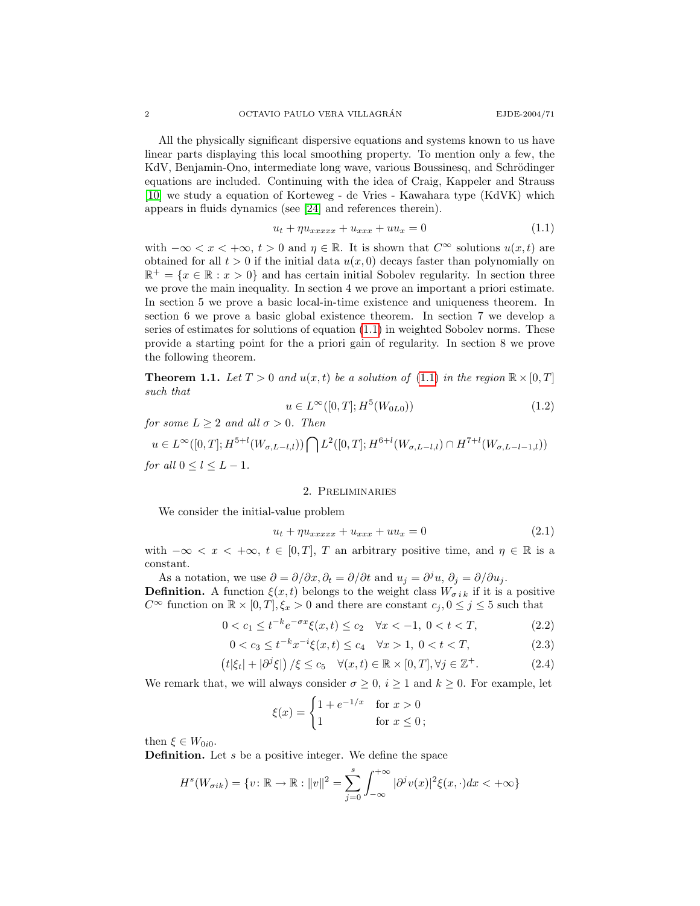All the physically significant dispersive equations and systems known to us have linear parts displaying this local smoothing property. To mention only a few, the KdV, Benjamin-Ono, intermediate long wave, various Boussinesq, and Schrödinger equations are included. Continuing with the idea of Craig, Kappeler and Strauss [10] we study a equation of Korteweg - de Vries - Kawahara type (KdVK) which appears in fluids dynamics (see [24] and references therein).

$$u_t + \eta u_{xxxxx} + u_{xxx} + uu_x = 0 \tag{1.1}$$

with $-\infty < x < +\infty$, $t > 0$ and $\eta \in \mathbb{R}$. It is shown that $C^\infty$ solutions $u(x,t)$ are obtained for all $t > 0$ if the initial data $u(x,0)$ decays faster than polynomially on $\mathbb{R}^+ = \{x \in \mathbb{R} : x > 0\}$ and has certain initial Sobolev regularity. In section three we prove the main inequality. In section 4 we prove an important a priori estimate. In section 5 we prove a basic local-in-time existence and uniqueness theorem. In section 6 we prove a basic global existence theorem. In section 7 we develop a series of estimates for solutions of equation (1.1) in weighted Sobolev norms. These provide a starting point for the a priori gain of regularity. In section 8 we prove the following theorem.

**Theorem 1.1.** *Let $T > 0$ and $u(x,t)$ be a solution of (1.1) in the region $\mathbb{R} \times [0,T]$ such that*

$$u \in L^\infty([0,T]; H^5(W_{0L0})) \tag{1.2}$$

*for some $L \geq 2$ and all $\sigma > 0$. Then*

$$u \in L^\infty([0,T]; H^{5+l}(W_{\sigma,L-l,l})) \bigcap L^2([0,T]; H^{6+l}(W_{\sigma,L-l,l}) \cap H^{7+l}(W_{\sigma,L-l-1,l}))$$

*for all $0 \leq l \leq L-1$.*

## 2. Preliminaries

We consider the initial-value problem

$$u_t + \eta u_{xxxxx} + u_{xxx} + uu_x = 0 \tag{2.1}$$

with $-\infty < x < +\infty$, $t \in [0,T]$, $T$ an arbitrary positive time, and $\eta \in \mathbb{R}$ is a constant.

As a notation, we use $\partial = \partial/\partial x, \partial_t = \partial/\partial t$ and $u_j = \partial^j u$, $\partial_j = \partial/\partial u_j$.

**Definition.** A function $\xi(x,t)$ belongs to the weight class $W_{\sigma\, i\, k}$ if it is a positive $C^\infty$ function on $\mathbb{R} \times [0,T], \xi_x > 0$ and there are constant $c_j, 0 \leq j \leq 5$ such that

$$0 < c_1 \leq t^{-k} e^{-\sigma x} \xi(x,t) \leq c_2 \quad \forall x < -1,\ 0 < t < T, \tag{2.2}$$

$$0 < c_3 \leq t^{-k} x^{-i} \xi(x,t) \leq c_4 \quad \forall x > 1,\ 0 < t < T, \tag{2.3}$$

$$\left(t|\xi_t| + |\partial^j \xi|\right)/\xi \leq c_5 \quad \forall (x,t) \in \mathbb{R} \times [0,T], \forall j \in \mathbb{Z}^+. \tag{2.4}$$

We remark that, we will always consider $\sigma \geq 0$, $i \geq 1$ and $k \geq 0$. For example, let

$$\xi(x) = \begin{cases} 1 + e^{-1/x} & \text{for } x > 0 \\ 1 & \text{for } x \leq 0\,; \end{cases}$$

then $\xi \in W_{0i0}$.

**Definition.** Let $s$ be a positive integer. We define the space

$$H^s(W_{\sigma ik}) = \{v\colon \mathbb{R} \to \mathbb{R} : \|v\|^2 = \sum_{j=0}^{s} \int_{-\infty}^{+\infty} |\partial^j v(x)|^2 \xi(x,\cdot) dx < +\infty\}$$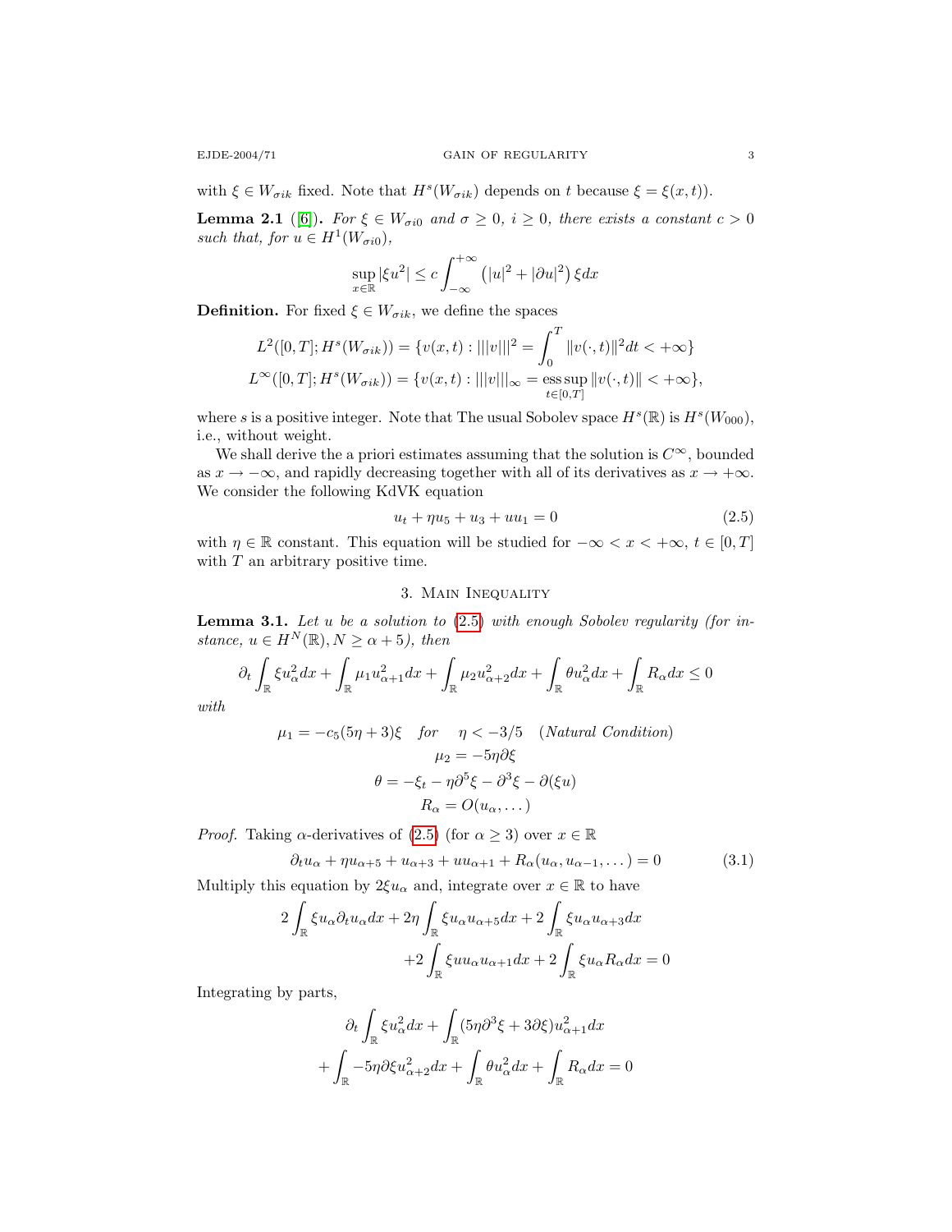with $\xi \in W_{\sigma i k}$ fixed. Note that $H^s(W_{\sigma i k})$ depends on $t$ because $\xi = \xi(x,t)$).

**Lemma 2.1** ([6]). *For $\xi \in W_{\sigma i 0}$ and $\sigma \geq 0$, $i \geq 0$, there exists a constant $c > 0$ such that, for $u \in H^1(W_{\sigma i 0})$,*

$$\sup_{x \in \mathbb{R}} |\xi u^2| \leq c \int_{-\infty}^{+\infty} \left(|u|^2 + |\partial u|^2\right) \xi dx$$

**Definition.** For fixed $\xi \in W_{\sigma i k}$, we define the spaces

$$L^2([0,T]; H^s(W_{\sigma i k})) = \{v(x,t) : |||v|||^2 = \int_0^T \|v(\cdot,t)\|^2 dt < +\infty\}$$

$$L^\infty([0,T]; H^s(W_{\sigma i k})) = \{v(x,t) : |||v|||_\infty = \operatorname*{ess\,sup}_{t \in [0,T]} \|v(\cdot,t)\| < +\infty\},$$

where $s$ is a positive integer. Note that The usual Sobolev space $H^s(\mathbb{R})$ is $H^s(W_{000})$, i.e., without weight.

We shall derive the a priori estimates assuming that the solution is $C^\infty$, bounded as $x \to -\infty$, and rapidly decreasing together with all of its derivatives as $x \to +\infty$. We consider the following KdVK equation

$$u_t + \eta u_5 + u_3 + u u_1 = 0 \tag{2.5}$$

with $\eta \in \mathbb{R}$ constant. This equation will be studied for $-\infty < x < +\infty$, $t \in [0,T]$ with $T$ an arbitrary positive time.

## 3. Main Inequality

**Lemma 3.1.** *Let $u$ be a solution to (2.5) with enough Sobolev regularity (for instance, $u \in H^N(\mathbb{R})$, $N \geq \alpha + 5$), then*

$$\partial_t \int_{\mathbb{R}} \xi u_\alpha^2 dx + \int_{\mathbb{R}} \mu_1 u_{\alpha+1}^2 dx + \int_{\mathbb{R}} \mu_2 u_{\alpha+2}^2 dx + \int_{\mathbb{R}} \theta u_\alpha^2 dx + \int_{\mathbb{R}} R_\alpha dx \leq 0$$

*with*

$$\mu_1 = -c_5(5\eta + 3)\xi \quad \textit{for} \quad \eta < -3/5 \quad (\textit{Natural Condition})$$
$$\mu_2 = -5\eta \partial \xi$$
$$\theta = -\xi_t - \eta \partial^5 \xi - \partial^3 \xi - \partial(\xi u)$$
$$R_\alpha = O(u_\alpha, \dots)$$

*Proof.* Taking $\alpha$-derivatives of (2.5) (for $\alpha \geq 3$) over $x \in \mathbb{R}$

$$\partial_t u_\alpha + \eta u_{\alpha+5} + u_{\alpha+3} + u u_{\alpha+1} + R_\alpha(u_\alpha, u_{\alpha-1}, \dots) = 0 \tag{3.1}$$

Multiply this equation by $2\xi u_\alpha$ and, integrate over $x \in \mathbb{R}$ to have

$$2\int_{\mathbb{R}} \xi u_\alpha \partial_t u_\alpha dx + 2\eta \int_{\mathbb{R}} \xi u_\alpha u_{\alpha+5} dx + 2\int_{\mathbb{R}} \xi u_\alpha u_{\alpha+3} dx$$
$$+ 2\int_{\mathbb{R}} \xi u u_\alpha u_{\alpha+1} dx + 2\int_{\mathbb{R}} \xi u_\alpha R_\alpha dx = 0$$

Integrating by parts,

$$\partial_t \int_{\mathbb{R}} \xi u_\alpha^2 dx + \int_{\mathbb{R}} (5\eta \partial^3 \xi + 3\partial \xi) u_{\alpha+1}^2 dx$$
$$+ \int_{\mathbb{R}} -5\eta \partial \xi u_{\alpha+2}^2 dx + \int_{\mathbb{R}} \theta u_\alpha^2 dx + \int_{\mathbb{R}} R_\alpha dx = 0$$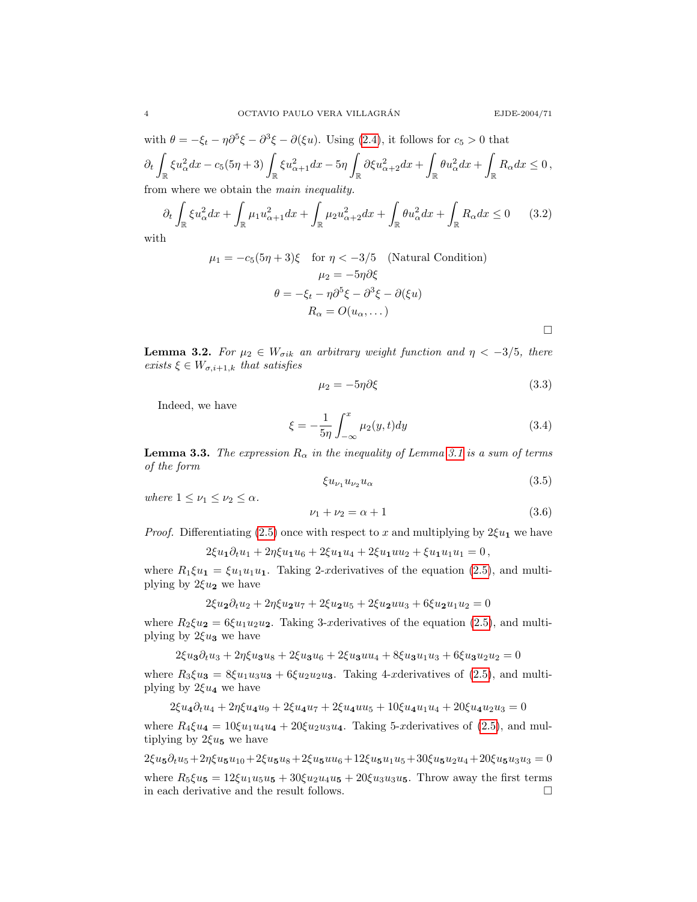with $\theta = -\xi_t - \eta\partial^5\xi - \partial^3\xi - \partial(\xi u)$. Using (2.4), it follows for $c_5 > 0$ that

$$\partial_t \int_{\mathbb{R}} \xi u_\alpha^2 dx - c_5(5\eta + 3)\int_{\mathbb{R}} \xi u_{\alpha+1}^2 dx - 5\eta \int_{\mathbb{R}} \partial\xi u_{\alpha+2}^2 dx + \int_{\mathbb{R}} \theta u_\alpha^2 dx + \int_{\mathbb{R}} R_\alpha dx \leq 0\,,$$

from where we obtain the *main inequality.*

$$\partial_t \int_{\mathbb{R}} \xi u_\alpha^2 dx + \int_{\mathbb{R}} \mu_1 u_{\alpha+1}^2 dx + \int_{\mathbb{R}} \mu_2 u_{\alpha+2}^2 dx + \int_{\mathbb{R}} \theta u_\alpha^2 dx + \int_{\mathbb{R}} R_\alpha dx \leq 0 \tag{3.2}$$

with

$$\begin{gathered}
\mu_1 = -c_5(5\eta+3)\xi \quad \text{for } \eta < -3/5 \quad \text{(Natural Condition)}\\
\mu_2 = -5\eta\partial\xi\\
\theta = -\xi_t - \eta\partial^5\xi - \partial^3\xi - \partial(\xi u)\\
R_\alpha = O(u_\alpha, \dots)
\end{gathered}$$

□

**Lemma 3.2.** *For $\mu_2 \in W_{\sigma ik}$ an arbitrary weight function and $\eta < -3/5$, there exists $\xi \in W_{\sigma,i+1,k}$ that satisfies*

$$\mu_2 = -5\eta\partial\xi \tag{3.3}$$

Indeed, we have

$$\xi = -\frac{1}{5\eta}\int_{-\infty}^{x} \mu_2(y,t)dy \tag{3.4}$$

**Lemma 3.3.** *The expression $R_\alpha$ in the inequality of Lemma 3.1 is a sum of terms of the form*

$$\xi u_{\nu_1} u_{\nu_2} u_\alpha \tag{3.5}$$

*where $1 \leq \nu_1 \leq \nu_2 \leq \alpha$.*

$$\nu_1 + \nu_2 = \alpha + 1 \tag{3.6}$$

*Proof.* Differentiating (2.5) once with respect to $x$ and multiplying by $2\xi u_{\mathbf{1}}$ we have

$$2\xi u_{\mathbf{1}}\partial_t u_1 + 2\eta\xi u_{\mathbf{1}} u_6 + 2\xi u_{\mathbf{1}} u_4 + 2\xi u_{\mathbf{1}} u u_2 + \xi u_1 u_1 u_1 = 0\,,$$

where $R_1\xi u_{\mathbf{1}} = \xi u_1 u_1 u_{\mathbf{1}}$. Taking 2-$x$derivatives of the equation (2.5), and multiplying by $2\xi u_{\mathbf{2}}$ we have

$$2\xi u_{\mathbf{2}}\partial_t u_2 + 2\eta\xi u_{\mathbf{2}} u_7 + 2\xi u_{\mathbf{2}} u_5 + 2\xi u_{\mathbf{2}} u u_3 + 6\xi u_{\mathbf{2}} u_1 u_2 = 0$$

where $R_2\xi u_{\mathbf{2}} = 6\xi u_1 u_2 u_{\mathbf{2}}$. Taking 3-$x$derivatives of the equation (2.5), and multiplying by $2\xi u_{\mathbf{3}}$ we have

$$2\xi u_{\mathbf{3}}\partial_t u_3 + 2\eta\xi u_{\mathbf{3}} u_8 + 2\xi u_{\mathbf{3}} u_6 + 2\xi u_{\mathbf{3}} u u_4 + 8\xi u_{\mathbf{3}} u_1 u_3 + 6\xi u_{\mathbf{3}} u_2 u_2 = 0$$

where $R_3\xi u_{\mathbf{3}} = 8\xi u_1 u_3 u_{\mathbf{3}} + 6\xi u_2 u_2 u_{\mathbf{3}}$. Taking 4-$x$derivatives of (2.5), and multiplying by $2\xi u_{\mathbf{4}}$ we have

$$2\xi u_{\mathbf{4}}\partial_t u_4 + 2\eta\xi u_{\mathbf{4}} u_9 + 2\xi u_{\mathbf{4}} u_7 + 2\xi u_{\mathbf{4}} u u_5 + 10\xi u_{\mathbf{4}} u_1 u_4 + 20\xi u_{\mathbf{4}} u_2 u_3 = 0$$

where $R_4\xi u_{\mathbf{4}} = 10\xi u_1 u_4 u_{\mathbf{4}} + 20\xi u_2 u_3 u_{\mathbf{4}}$. Taking 5-$x$derivatives of (2.5), and multiplying by $2\xi u_{\mathbf{5}}$ we have

$$2\xi u_{\mathbf{5}}\partial_t u_5 + 2\eta\xi u_{\mathbf{5}} u_{10} + 2\xi u_{\mathbf{5}} u_8 + 2\xi u_{\mathbf{5}} u u_6 + 12\xi u_{\mathbf{5}} u_1 u_5 + 30\xi u_{\mathbf{5}} u_2 u_4 + 20\xi u_{\mathbf{5}} u_3 u_3 = 0$$

where $R_5\xi u_{\mathbf{5}} = 12\xi u_1 u_5 u_{\mathbf{5}} + 30\xi u_2 u_4 u_{\mathbf{5}} + 20\xi u_3 u_3 u_{\mathbf{5}}$. Throw away the first terms in each derivative and the result follows. □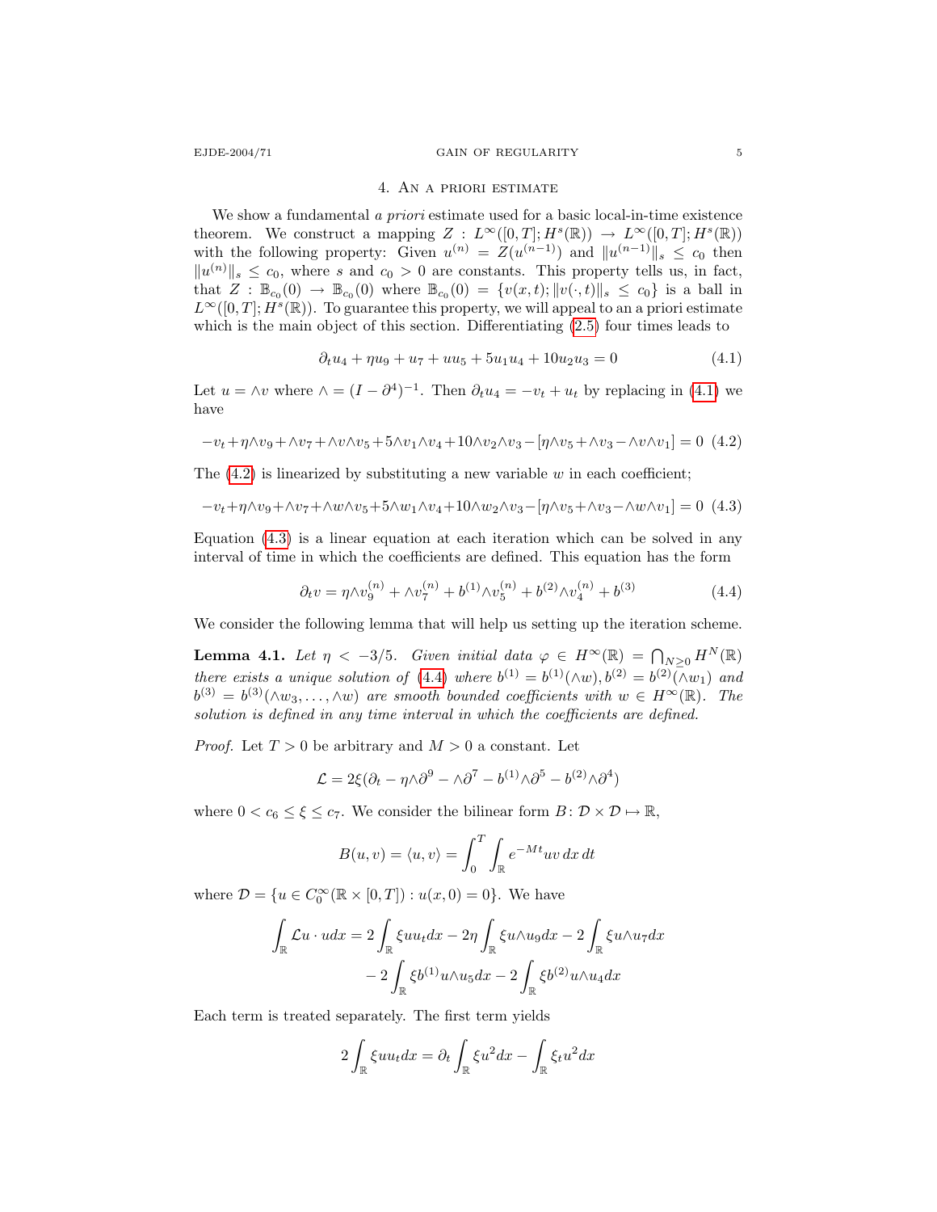## 4. An a priori estimate

We show a fundamental *a priori* estimate used for a basic local-in-time existence theorem. We construct a mapping $Z : L^\infty([0,T]; H^s(\mathbb{R})) \to L^\infty([0,T]; H^s(\mathbb{R}))$ with the following property: Given $u^{(n)} = Z(u^{(n-1)})$ and $\|u^{(n-1)}\|_s \leq c_0$ then $\|u^{(n)}\|_s \leq c_0$, where $s$ and $c_0 > 0$ are constants. This property tells us, in fact, that $Z : \mathbb{B}_{c_0}(0) \to \mathbb{B}_{c_0}(0)$ where $\mathbb{B}_{c_0}(0) = \{v(x,t); \|v(\cdot,t)\|_s \leq c_0\}$ is a ball in $L^\infty([0,T]; H^s(\mathbb{R}))$. To guarantee this property, we will appeal to an a priori estimate which is the main object of this section. Differentiating (2.5) four times leads to

$$\partial_t u_4 + \eta u_9 + u_7 + uu_5 + 5u_1u_4 + 10u_2u_3 = 0 \tag{4.1}$$

Let $u = \wedge v$ where $\wedge = (I - \partial^4)^{-1}$. Then $\partial_t u_4 = -v_t + u_t$ by replacing in (4.1) we have

$$-v_t + \eta\wedge v_9 + \wedge v_7 + \wedge v\wedge v_5 + 5\wedge v_1\wedge v_4 + 10\wedge v_2\wedge v_3 - [\eta\wedge v_5 + \wedge v_3 - \wedge v\wedge v_1] = 0 \tag{4.2}$$

The (4.2) is linearized by substituting a new variable $w$ in each coefficient;

$$-v_t + \eta\wedge v_9 + \wedge v_7 + \wedge w\wedge v_5 + 5\wedge w_1\wedge v_4 + 10\wedge w_2\wedge v_3 - [\eta\wedge v_5 + \wedge v_3 - \wedge w\wedge v_1] = 0 \tag{4.3}$$

Equation (4.3) is a linear equation at each iteration which can be solved in any interval of time in which the coefficients are defined. This equation has the form

$$\partial_t v = \eta\wedge v_9^{(n)} + \wedge v_7^{(n)} + b^{(1)}\wedge v_5^{(n)} + b^{(2)}\wedge v_4^{(n)} + b^{(3)} \tag{4.4}$$

We consider the following lemma that will help us setting up the iteration scheme.

**Lemma 4.1.** *Let $\eta < -3/5$. Given initial data $\varphi \in H^\infty(\mathbb{R}) = \bigcap_{N\geq 0} H^N(\mathbb{R})$ there exists a unique solution of (4.4) where $b^{(1)} = b^{(1)}(\wedge w), b^{(2)} = b^{(2)}(\wedge w_1)$ and $b^{(3)} = b^{(3)}(\wedge w_3, \dots, \wedge w)$ are smooth bounded coefficients with $w \in H^\infty(\mathbb{R})$. The solution is defined in any time interval in which the coefficients are defined.*

*Proof.* Let $T > 0$ be arbitrary and $M > 0$ a constant. Let

$$\mathcal{L} = 2\xi(\partial_t - \eta\wedge\partial^9 - \wedge\partial^7 - b^{(1)}\wedge\partial^5 - b^{(2)}\wedge\partial^4)$$

where $0 < c_6 \leq \xi \leq c_7$. We consider the bilinear form $B \colon \mathcal{D} \times \mathcal{D} \mapsto \mathbb{R}$,

$$B(u,v) = \langle u, v\rangle = \int_0^T \int_{\mathbb{R}} e^{-Mt} uv \, dx\, dt$$

where $\mathcal{D} = \{u \in C_0^\infty(\mathbb{R} \times [0,T]) : u(x,0) = 0\}$. We have

$$\begin{aligned}
\int_{\mathbb{R}} \mathcal{L}u \cdot u dx &= 2\int_{\mathbb{R}} \xi u u_t dx - 2\eta \int_{\mathbb{R}} \xi u \wedge u_9 dx - 2\int_{\mathbb{R}} \xi u \wedge u_7 dx \\
&\quad - 2\int_{\mathbb{R}} \xi b^{(1)} u \wedge u_5 dx - 2\int_{\mathbb{R}} \xi b^{(2)} u \wedge u_4 dx
\end{aligned}$$

Each term is treated separately. The first term yields

$$2\int_{\mathbb{R}} \xi u u_t dx = \partial_t \int_{\mathbb{R}} \xi u^2 dx - \int_{\mathbb{R}} \xi_t u^2 dx$$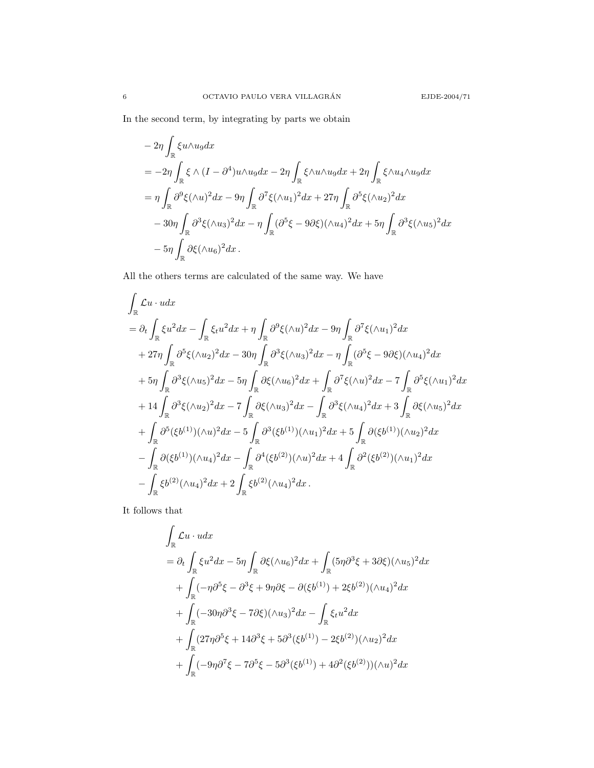In the second term, by integrating by parts we obtain

$$
\begin{aligned}
&-2\eta\int_{\mathbb{R}}\xi u\wedge u_9 dx\\
&=-2\eta\int_{\mathbb{R}}\xi\wedge(I-\partial^4)u\wedge u_9dx-2\eta\int_{\mathbb{R}}\xi\wedge u\wedge u_9dx+2\eta\int_{\mathbb{R}}\xi\wedge u_4\wedge u_9dx\\
&=\eta\int_{\mathbb{R}}\partial^9\xi(\wedge u)^2dx-9\eta\int_{\mathbb{R}}\partial^7\xi(\wedge u_1)^2dx+27\eta\int_{\mathbb{R}}\partial^5\xi(\wedge u_2)^2dx\\
&\quad-30\eta\int_{\mathbb{R}}\partial^3\xi(\wedge u_3)^2dx-\eta\int_{\mathbb{R}}(\partial^5\xi-9\partial\xi)(\wedge u_4)^2dx+5\eta\int_{\mathbb{R}}\partial^3\xi(\wedge u_5)^2dx\\
&\quad-5\eta\int_{\mathbb{R}}\partial\xi(\wedge u_6)^2dx\,.
\end{aligned}
$$

All the others terms are calculated of the same way. We have

$$
\begin{aligned}
&\int_{\mathbb{R}}\mathcal{L}u\cdot udx\\
&=\partial_t\int_{\mathbb{R}}\xi u^2dx-\int_{\mathbb{R}}\xi_tu^2dx+\eta\int_{\mathbb{R}}\partial^9\xi(\wedge u)^2dx-9\eta\int_{\mathbb{R}}\partial^7\xi(\wedge u_1)^2dx\\
&\quad+27\eta\int_{\mathbb{R}}\partial^5\xi(\wedge u_2)^2dx-30\eta\int_{\mathbb{R}}\partial^3\xi(\wedge u_3)^2dx-\eta\int_{\mathbb{R}}(\partial^5\xi-9\partial\xi)(\wedge u_4)^2dx\\
&\quad+5\eta\int_{\mathbb{R}}\partial^3\xi(\wedge u_5)^2dx-5\eta\int_{\mathbb{R}}\partial\xi(\wedge u_6)^2dx+\int_{\mathbb{R}}\partial^7\xi(\wedge u)^2dx-7\int_{\mathbb{R}}\partial^5\xi(\wedge u_1)^2dx\\
&\quad+14\int_{\mathbb{R}}\partial^3\xi(\wedge u_2)^2dx-7\int_{\mathbb{R}}\partial\xi(\wedge u_3)^2dx-\int_{\mathbb{R}}\partial^3\xi(\wedge u_4)^2dx+3\int_{\mathbb{R}}\partial\xi(\wedge u_5)^2dx\\
&\quad+\int_{\mathbb{R}}\partial^5(\xi b^{(1)})(\wedge u)^2dx-5\int_{\mathbb{R}}\partial^3(\xi b^{(1)})(\wedge u_1)^2dx+5\int_{\mathbb{R}}\partial(\xi b^{(1)})(\wedge u_2)^2dx\\
&\quad-\int_{\mathbb{R}}\partial(\xi b^{(1)})(\wedge u_4)^2dx-\int_{\mathbb{R}}\partial^4(\xi b^{(2)})(\wedge u)^2dx+4\int_{\mathbb{R}}\partial^2(\xi b^{(2)})(\wedge u_1)^2dx\\
&\quad-\int_{\mathbb{R}}\xi b^{(2)}(\wedge u_4)^2dx+2\int_{\mathbb{R}}\xi b^{(2)}(\wedge u_4)^2dx\,.
\end{aligned}
$$

It follows that

$$
\begin{aligned}
&\int_{\mathbb{R}}\mathcal{L}u\cdot udx\\
&=\partial_t\int_{\mathbb{R}}\xi u^2dx-5\eta\int_{\mathbb{R}}\partial\xi(\wedge u_6)^2dx+\int_{\mathbb{R}}(5\eta\partial^3\xi+3\partial\xi)(\wedge u_5)^2dx\\
&\quad+\int_{\mathbb{R}}(-\eta\partial^5\xi-\partial^3\xi+9\eta\partial\xi-\partial(\xi b^{(1)})+2\xi b^{(2)})(\wedge u_4)^2dx\\
&\quad+\int_{\mathbb{R}}(-30\eta\partial^3\xi-7\partial\xi)(\wedge u_3)^2dx-\int_{\mathbb{R}}\xi_tu^2dx\\
&\quad+\int_{\mathbb{R}}(27\eta\partial^5\xi+14\partial^3\xi+5\partial^3(\xi b^{(1)})-2\xi b^{(2)})(\wedge u_2)^2dx\\
&\quad+\int_{\mathbb{R}}(-9\eta\partial^7\xi-7\partial^5\xi-5\partial^3(\xi b^{(1)})+4\partial^2(\xi b^{(2)}))(\wedge u)^2dx
\end{aligned}
$$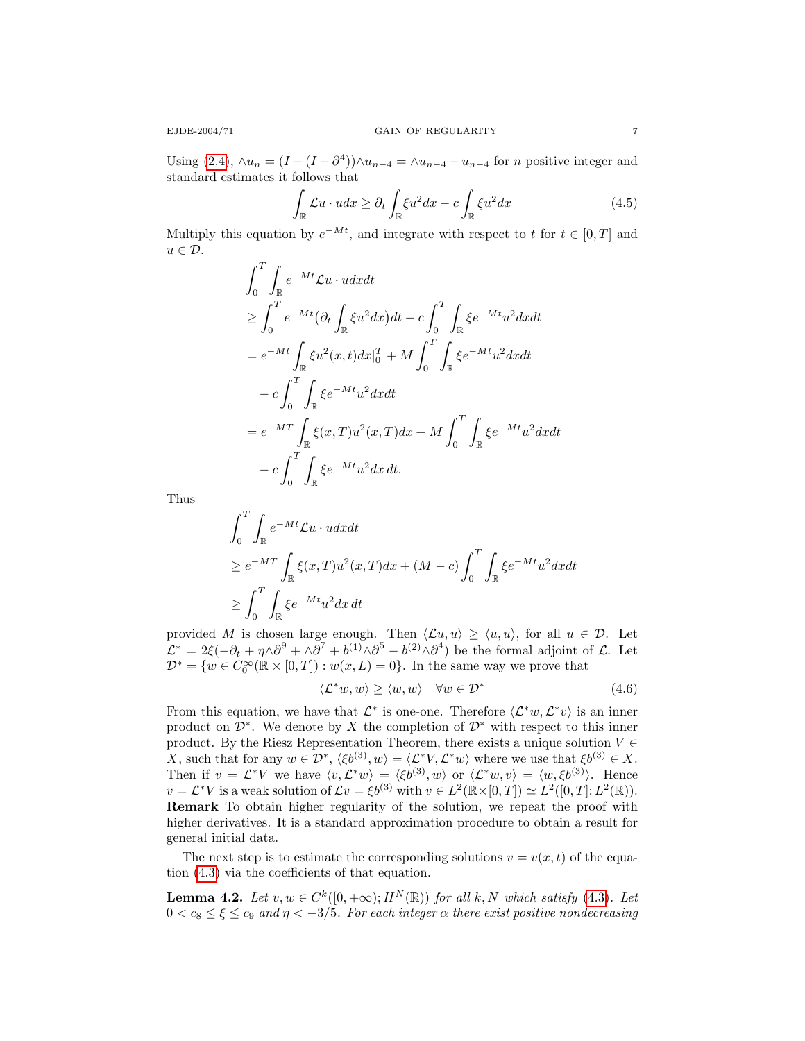Using (2.4), $\wedge u_n = (I - (I - \partial^4))\wedge u_{n-4} = \wedge u_{n-4} - u_{n-4}$ for $n$ positive integer and standard estimates it follows that

$$\int_{\mathbb{R}} \mathcal{L}u \cdot u dx \geq \partial_t \int_{\mathbb{R}} \xi u^2 dx - c \int_{\mathbb{R}} \xi u^2 dx \tag{4.5}$$

Multiply this equation by $e^{-Mt}$, and integrate with respect to $t$ for $t \in [0, T]$ and $u \in \mathcal{D}$.

$$\begin{aligned}
&\int_0^T \int_{\mathbb{R}} e^{-Mt} \mathcal{L}u \cdot u dx dt \\
&\geq \int_0^T e^{-Mt} \big(\partial_t \int_{\mathbb{R}} \xi u^2 dx\big) dt - c \int_0^T \int_{\mathbb{R}} \xi e^{-Mt} u^2 dx dt \\
&= e^{-Mt} \int_{\mathbb{R}} \xi u^2(x,t) dx |_0^T + M \int_0^T \int_{\mathbb{R}} \xi e^{-Mt} u^2 dx dt \\
&\quad - c \int_0^T \int_{\mathbb{R}} \xi e^{-Mt} u^2 dx dt \\
&= e^{-MT} \int_{\mathbb{R}} \xi(x,T) u^2(x,T) dx + M \int_0^T \int_{\mathbb{R}} \xi e^{-Mt} u^2 dx dt \\
&\quad - c \int_0^T \int_{\mathbb{R}} \xi e^{-Mt} u^2 dx \, dt.
\end{aligned}$$

Thus

$$\begin{aligned}
&\int_0^T \int_{\mathbb{R}} e^{-Mt} \mathcal{L}u \cdot u dx dt \\
&\geq e^{-MT} \int_{\mathbb{R}} \xi(x,T) u^2(x,T) dx + (M - c) \int_0^T \int_{\mathbb{R}} \xi e^{-Mt} u^2 dx dt \\
&\geq \int_0^T \int_{\mathbb{R}} \xi e^{-Mt} u^2 dx \, dt
\end{aligned}$$

provided $M$ is chosen large enough. Then $\langle \mathcal{L}u, u \rangle \geq \langle u, u \rangle$, for all $u \in \mathcal{D}$. Let $\mathcal{L}^* = 2\xi(-\partial_t + \eta \wedge \partial^9 + \wedge \partial^7 + b^{(1)} \wedge \partial^5 - b^{(2)} \wedge \partial^4)$ be the formal adjoint of $\mathcal{L}$. Let $\mathcal{D}^* = \{w \in C_0^\infty(\mathbb{R} \times [0, T]) : w(x, L) = 0\}$. In the same way we prove that

$$\langle \mathcal{L}^* w, w \rangle \geq \langle w, w \rangle \quad \forall w \in \mathcal{D}^* \tag{4.6}$$

From this equation, we have that $\mathcal{L}^*$ is one-one. Therefore $\langle \mathcal{L}^* w, \mathcal{L}^* v \rangle$ is an inner product on $\mathcal{D}^*$. We denote by $X$ the completion of $\mathcal{D}^*$ with respect to this inner product. By the Riesz Representation Theorem, there exists a unique solution $V \in X$, such that for any $w \in \mathcal{D}^*$, $\langle \xi b^{(3)}, w \rangle = \langle \mathcal{L}^* V, \mathcal{L}^* w \rangle$ where we use that $\xi b^{(3)} \in X$. Then if $v = \mathcal{L}^* V$ we have $\langle v, \mathcal{L}^* w \rangle = \langle \xi b^{(3)}, w \rangle$ or $\langle \mathcal{L}^* w, v \rangle = \langle w, \xi b^{(3)} \rangle$. Hence $v = \mathcal{L}^* V$ is a weak solution of $\mathcal{L} v = \xi b^{(3)}$ with $v \in L^2(\mathbb{R} \times [0, T]) \simeq L^2([0, T]; L^2(\mathbb{R}))$.

**Remark** To obtain higher regularity of the solution, we repeat the proof with higher derivatives. It is a standard approximation procedure to obtain a result for general initial data.

The next step is to estimate the corresponding solutions $v = v(x, t)$ of the equation (4.3) via the coefficients of that equation.

**Lemma 4.2.** *Let $v, w \in C^k([0, +\infty); H^N(\mathbb{R}))$ for all $k, N$ which satisfy (4.3). Let $0 < c_8 \leq \xi \leq c_9$ and $\eta < -3/5$. For each integer $\alpha$ there exist positive nondecreasing*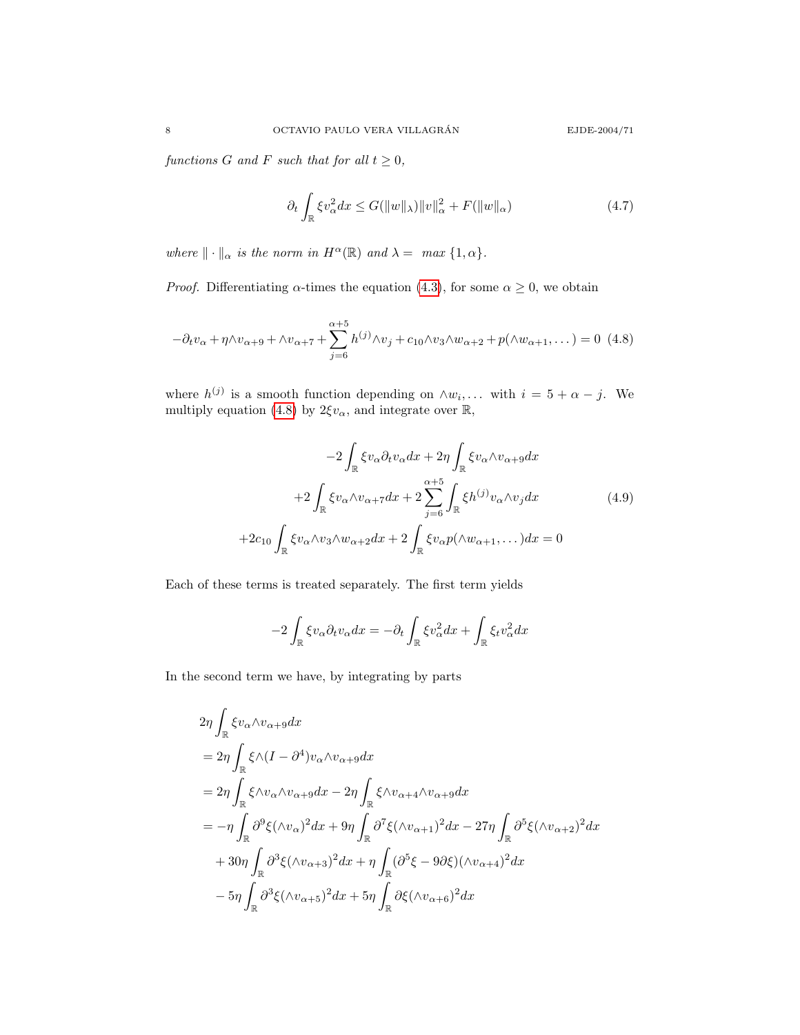*functions $G$ and $F$ such that for all $t \geq 0$,*

$$\partial_t \int_{\mathbb{R}} \xi v_\alpha^2 dx \leq G(\|w\|_\lambda)\|v\|_\alpha^2 + F(\|w\|_\alpha) \tag{4.7}$$

*where $\|\cdot\|_\alpha$ is the norm in $H^\alpha(\mathbb{R})$ and $\lambda = \max\{1, \alpha\}$.*

*Proof.* Differentiating $\alpha$-times the equation (4.3), for some $\alpha \geq 0$, we obtain

$$-\partial_t v_\alpha + \eta \wedge v_{\alpha+9} + \wedge v_{\alpha+7} + \sum_{j=6}^{\alpha+5} h^{(j)} \wedge v_j + c_{10} \wedge v_3 \wedge w_{\alpha+2} + p(\wedge w_{\alpha+1}, \dots) = 0 \tag{4.8}$$

where $h^{(j)}$ is a smooth function depending on $\wedge w_i, \dots$ with $i = 5 + \alpha - j$. We multiply equation (4.8) by $2\xi v_\alpha$, and integrate over $\mathbb{R}$,

$$\begin{aligned}
-2\int_{\mathbb{R}} \xi v_\alpha \partial_t v_\alpha dx + 2\eta \int_{\mathbb{R}} \xi v_\alpha \wedge v_{\alpha+9} dx \\
+2\int_{\mathbb{R}} \xi v_\alpha \wedge v_{\alpha+7} dx + 2\sum_{j=6}^{\alpha+5} \int_{\mathbb{R}} \xi h^{(j)} v_\alpha \wedge v_j dx \\
+2c_{10} \int_{\mathbb{R}} \xi v_\alpha \wedge v_3 \wedge w_{\alpha+2} dx + 2\int_{\mathbb{R}} \xi v_\alpha p(\wedge w_{\alpha+1}, \dots) dx = 0
\end{aligned} \tag{4.9}$$

Each of these terms is treated separately. The first term yields

$$-2\int_{\mathbb{R}} \xi v_\alpha \partial_t v_\alpha dx = -\partial_t \int_{\mathbb{R}} \xi v_\alpha^2 dx + \int_{\mathbb{R}} \xi_t v_\alpha^2 dx$$

In the second term we have, by integrating by parts

$$\begin{aligned}
&2\eta \int_{\mathbb{R}} \xi v_\alpha \wedge v_{\alpha+9} dx \\
&= 2\eta \int_{\mathbb{R}} \xi \wedge (I - \partial^4) v_\alpha \wedge v_{\alpha+9} dx \\
&= 2\eta \int_{\mathbb{R}} \xi \wedge v_\alpha \wedge v_{\alpha+9} dx - 2\eta \int_{\mathbb{R}} \xi \wedge v_{\alpha+4} \wedge v_{\alpha+9} dx \\
&= -\eta \int_{\mathbb{R}} \partial^9 \xi (\wedge v_\alpha)^2 dx + 9\eta \int_{\mathbb{R}} \partial^7 \xi (\wedge v_{\alpha+1})^2 dx - 27\eta \int_{\mathbb{R}} \partial^5 \xi (\wedge v_{\alpha+2})^2 dx \\
&\quad + 30\eta \int_{\mathbb{R}} \partial^3 \xi (\wedge v_{\alpha+3})^2 dx + \eta \int_{\mathbb{R}} (\partial^5 \xi - 9\partial \xi)(\wedge v_{\alpha+4})^2 dx \\
&\quad - 5\eta \int_{\mathbb{R}} \partial^3 \xi (\wedge v_{\alpha+5})^2 dx + 5\eta \int_{\mathbb{R}} \partial \xi (\wedge v_{\alpha+6})^2 dx
\end{aligned}$$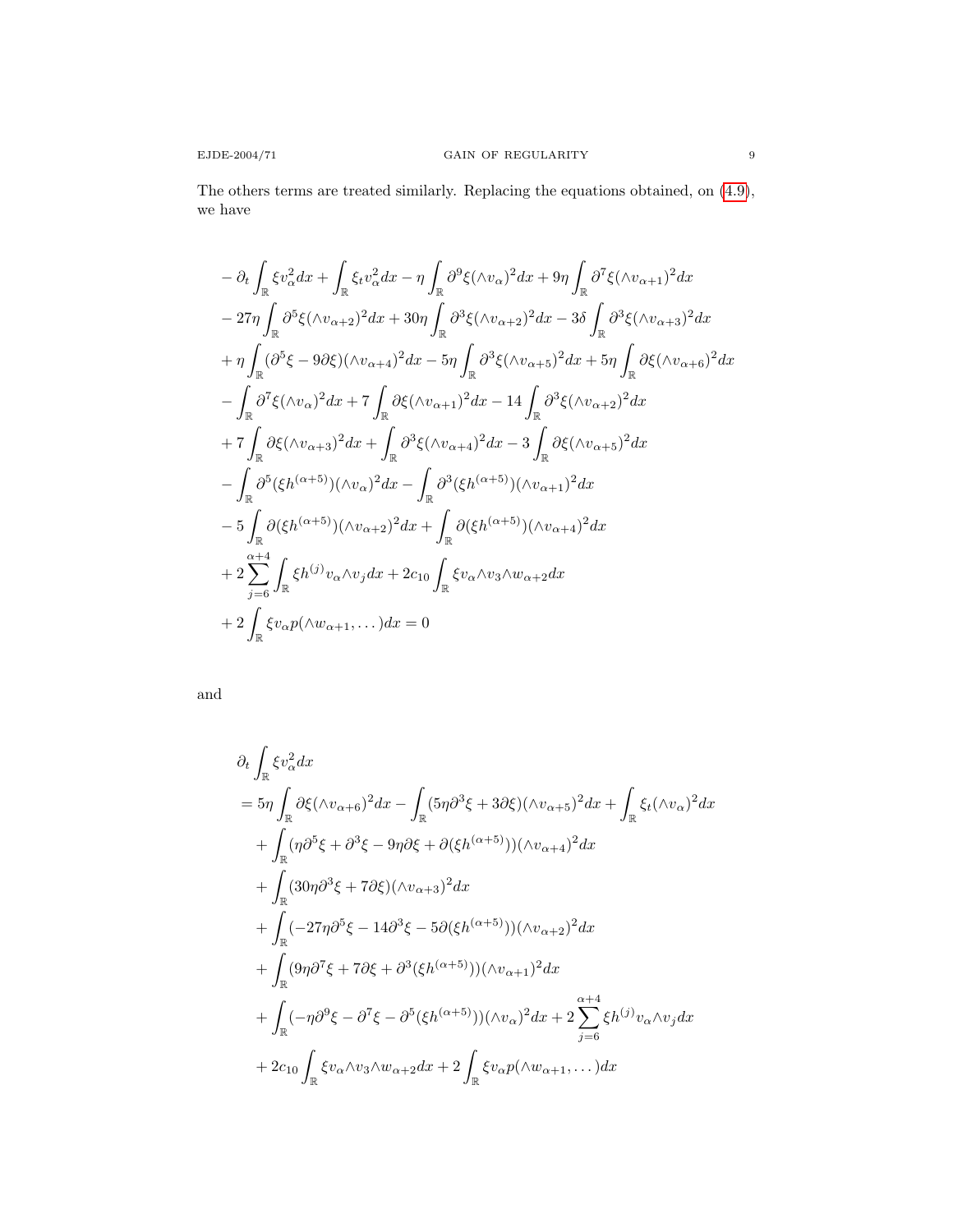The others terms are treated similarly. Replacing the equations obtained, on (4.9), we have

$$
\begin{aligned}
&-\partial_t \int_{\mathbb{R}} \xi v_\alpha^2 dx + \int_{\mathbb{R}} \xi_t v_\alpha^2 dx - \eta \int_{\mathbb{R}} \partial^9 \xi (\wedge v_\alpha)^2 dx + 9\eta \int_{\mathbb{R}} \partial^7 \xi (\wedge v_{\alpha+1})^2 dx \\
&- 27\eta \int_{\mathbb{R}} \partial^5 \xi (\wedge v_{\alpha+2})^2 dx + 30\eta \int_{\mathbb{R}} \partial^3 \xi (\wedge v_{\alpha+2})^2 dx - 3\delta \int_{\mathbb{R}} \partial^3 \xi (\wedge v_{\alpha+3})^2 dx \\
&+ \eta \int_{\mathbb{R}} (\partial^5 \xi - 9\partial \xi)(\wedge v_{\alpha+4})^2 dx - 5\eta \int_{\mathbb{R}} \partial^3 \xi (\wedge v_{\alpha+5})^2 dx + 5\eta \int_{\mathbb{R}} \partial \xi (\wedge v_{\alpha+6})^2 dx \\
&- \int_{\mathbb{R}} \partial^7 \xi (\wedge v_\alpha)^2 dx + 7 \int_{\mathbb{R}} \partial \xi (\wedge v_{\alpha+1})^2 dx - 14 \int_{\mathbb{R}} \partial^3 \xi (\wedge v_{\alpha+2})^2 dx \\
&+ 7 \int_{\mathbb{R}} \partial \xi (\wedge v_{\alpha+3})^2 dx + \int_{\mathbb{R}} \partial^3 \xi (\wedge v_{\alpha+4})^2 dx - 3 \int_{\mathbb{R}} \partial \xi (\wedge v_{\alpha+5})^2 dx \\
&- \int_{\mathbb{R}} \partial^5 (\xi h^{(\alpha+5)})(\wedge v_\alpha)^2 dx - \int_{\mathbb{R}} \partial^3 (\xi h^{(\alpha+5)})(\wedge v_{\alpha+1})^2 dx \\
&- 5 \int_{\mathbb{R}} \partial (\xi h^{(\alpha+5)})(\wedge v_{\alpha+2})^2 dx + \int_{\mathbb{R}} \partial (\xi h^{(\alpha+5)})(\wedge v_{\alpha+4})^2 dx \\
&+ 2 \sum_{j=6}^{\alpha+4} \int_{\mathbb{R}} \xi h^{(j)} v_\alpha \wedge v_j dx + 2c_{10} \int_{\mathbb{R}} \xi v_\alpha \wedge v_3 \wedge w_{\alpha+2} dx \\
&+ 2 \int_{\mathbb{R}} \xi v_\alpha p(\wedge w_{\alpha+1}, \dots) dx = 0
\end{aligned}
$$

and

$$
\begin{aligned}
&\partial_t \int_{\mathbb{R}} \xi v_\alpha^2 dx \\
&= 5\eta \int_{\mathbb{R}} \partial \xi (\wedge v_{\alpha+6})^2 dx - \int_{\mathbb{R}} (5\eta \partial^3 \xi + 3\partial \xi)(\wedge v_{\alpha+5})^2 dx + \int_{\mathbb{R}} \xi_t (\wedge v_\alpha)^2 dx \\
&\quad + \int_{\mathbb{R}} (\eta \partial^5 \xi + \partial^3 \xi - 9\eta \partial \xi + \partial(\xi h^{(\alpha+5)}))(\wedge v_{\alpha+4})^2 dx \\
&\quad + \int_{\mathbb{R}} (30\eta \partial^3 \xi + 7\partial \xi)(\wedge v_{\alpha+3})^2 dx \\
&\quad + \int_{\mathbb{R}} (-27\eta \partial^5 \xi - 14\partial^3 \xi - 5\partial(\xi h^{(\alpha+5)}))(\wedge v_{\alpha+2})^2 dx \\
&\quad + \int_{\mathbb{R}} (9\eta \partial^7 \xi + 7\partial \xi + \partial^3(\xi h^{(\alpha+5)}))(\wedge v_{\alpha+1})^2 dx \\
&\quad + \int_{\mathbb{R}} (-\eta \partial^9 \xi - \partial^7 \xi - \partial^5(\xi h^{(\alpha+5)}))(\wedge v_\alpha)^2 dx + 2 \sum_{j=6}^{\alpha+4} \xi h^{(j)} v_\alpha \wedge v_j dx \\
&\quad + 2c_{10} \int_{\mathbb{R}} \xi v_\alpha \wedge v_3 \wedge w_{\alpha+2} dx + 2 \int_{\mathbb{R}} \xi v_\alpha p(\wedge w_{\alpha+1}, \dots) dx
\end{aligned}
$$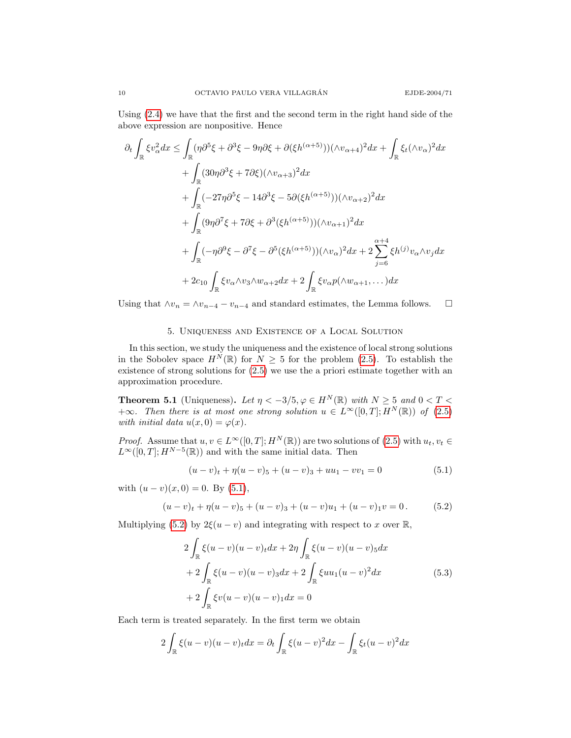Using (2.4) we have that the first and the second term in the right hand side of the above expression are nonpositive. Hence

$$
\begin{aligned}
\partial_t \int_{\mathbb{R}} \xi v_\alpha^2 dx \le & \int_{\mathbb{R}} (\eta \partial^5 \xi + \partial^3 \xi - 9\eta \partial \xi + \partial(\xi h^{(\alpha+5)}))(\wedge v_{\alpha+4})^2 dx + \int_{\mathbb{R}} \xi_t (\wedge v_\alpha)^2 dx \\
& + \int_{\mathbb{R}} (30\eta \partial^3 \xi + 7\partial \xi)(\wedge v_{\alpha+3})^2 dx \\
& + \int_{\mathbb{R}} (-27\eta \partial^5 \xi - 14\partial^3 \xi - 5\partial(\xi h^{(\alpha+5)}))(\wedge v_{\alpha+2})^2 dx \\
& + \int_{\mathbb{R}} (9\eta \partial^7 \xi + 7\partial \xi + \partial^3(\xi h^{(\alpha+5)}))(\wedge v_{\alpha+1})^2 dx \\
& + \int_{\mathbb{R}} (-\eta \partial^9 \xi - \partial^7 \xi - \partial^5(\xi h^{(\alpha+5)}))(\wedge v_\alpha)^2 dx + 2\sum_{j=6}^{\alpha+4} \xi h^{(j)} v_\alpha \wedge v_j dx \\
& + 2c_{10} \int_{\mathbb{R}} \xi v_\alpha \wedge v_3 \wedge w_{\alpha+2} dx + 2\int_{\mathbb{R}} \xi v_\alpha p(\wedge w_{\alpha+1}, \dots) dx
\end{aligned}
$$

Using that $\wedge v_n = \wedge v_{n-4} - v_{n-4}$ and standard estimates, the Lemma follows. $\square$

## 5. Uniqueness and Existence of a Local Solution

In this section, we study the uniqueness and the existence of local strong solutions in the Sobolev space $H^N(\mathbb{R})$ for $N \ge 5$ for the problem (2.5). To establish the existence of strong solutions for (2.5) we use the a priori estimate together with an approximation procedure.

**Theorem 5.1** (Uniqueness)**.** *Let $\eta < -3/5, \varphi \in H^N(\mathbb{R})$ with $N \ge 5$ and $0 < T < +\infty$. Then there is at most one strong solution $u \in L^\infty([0,T]; H^N(\mathbb{R}))$ of (2.5) with initial data $u(x,0) = \varphi(x)$.*

*Proof.* Assume that $u, v \in L^\infty([0,T]; H^N(\mathbb{R}))$ are two solutions of (2.5) with $u_t, v_t \in L^\infty([0,T]; H^{N-5}(\mathbb{R}))$ and with the same initial data. Then

$$
(u-v)_t + \eta(u-v)_5 + (u-v)_3 + uu_1 - vv_1 = 0 \tag{5.1}
$$

with $(u-v)(x,0) = 0$. By (5.1),

$$
(u-v)_t + \eta(u-v)_5 + (u-v)_3 + (u-v)u_1 + (u-v)_1 v = 0\,. \tag{5.2}
$$

Multiplying (5.2) by $2\xi(u-v)$ and integrating with respect to $x$ over $\mathbb{R}$,

$$
\begin{aligned}
& 2\int_{\mathbb{R}} \xi(u-v)(u-v)_t dx + 2\eta \int_{\mathbb{R}} \xi(u-v)(u-v)_5 dx \\
& + 2\int_{\mathbb{R}} \xi(u-v)(u-v)_3 dx + 2\int_{\mathbb{R}} \xi u u_1 (u-v)^2 dx \\
& + 2\int_{\mathbb{R}} \xi v(u-v)(u-v)_1 dx = 0
\end{aligned} \tag{5.3}
$$

Each term is treated separately. In the first term we obtain

$$
2\int_{\mathbb{R}} \xi(u-v)(u-v)_t dx = \partial_t \int_{\mathbb{R}} \xi(u-v)^2 dx - \int_{\mathbb{R}} \xi_t (u-v)^2 dx
$$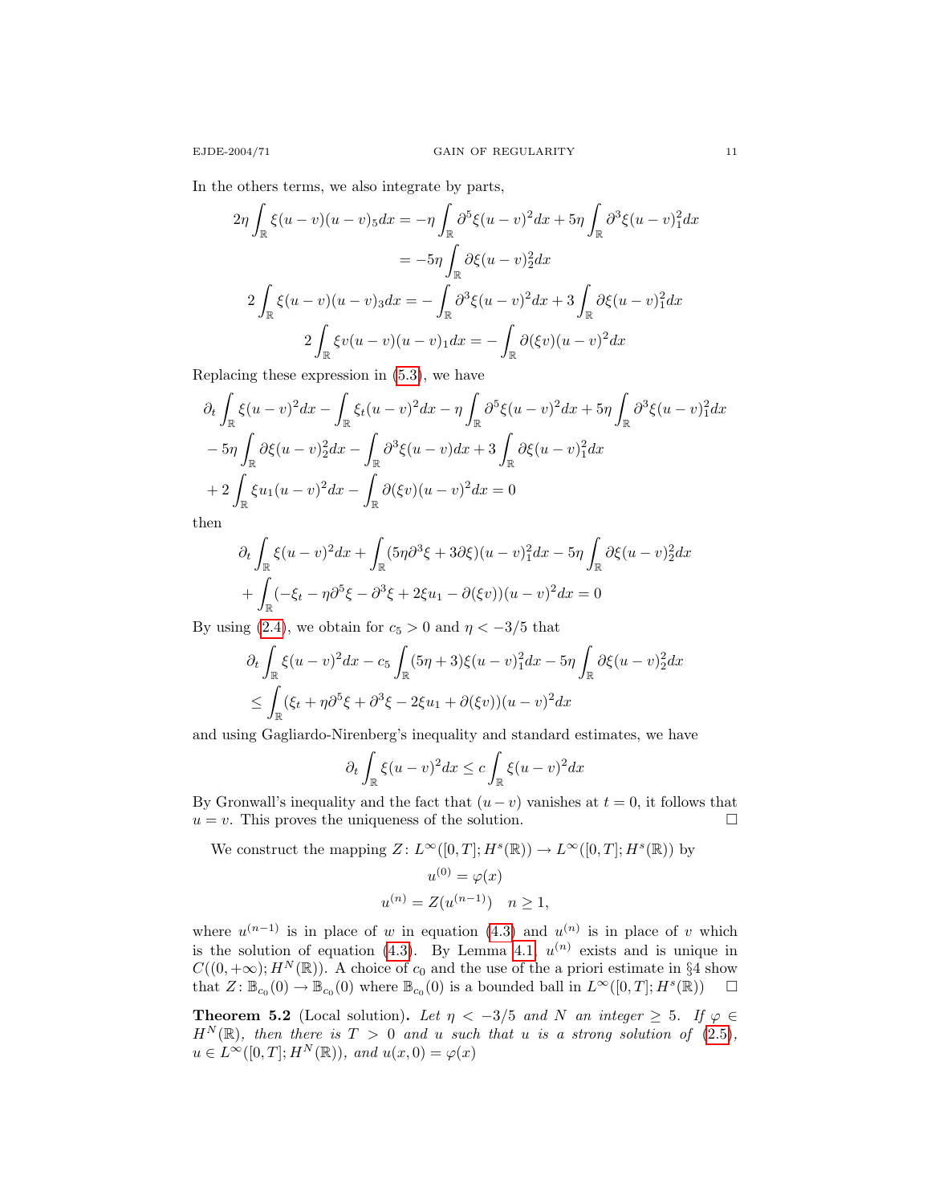In the others terms, we also integrate by parts,

$$
\begin{aligned}
2\eta \int_{\mathbb{R}} \xi(u-v)(u-v)_5 dx &= -\eta \int_{\mathbb{R}} \partial^5\xi(u-v)^2 dx + 5\eta \int_{\mathbb{R}} \partial^3\xi(u-v)_1^2 dx \\
&= -5\eta \int_{\mathbb{R}} \partial\xi(u-v)_2^2 dx \\
2\int_{\mathbb{R}} \xi(u-v)(u-v)_3 dx &= -\int_{\mathbb{R}} \partial^3\xi(u-v)^2 dx + 3\int_{\mathbb{R}} \partial\xi(u-v)_1^2 dx \\
2\int_{\mathbb{R}} \xi v(u-v)(u-v)_1 dx &= -\int_{\mathbb{R}} \partial(\xi v)(u-v)^2 dx
\end{aligned}
$$

Replacing these expression in (5.3), we have

$$
\begin{aligned}
&\partial_t \int_{\mathbb{R}} \xi(u-v)^2 dx - \int_{\mathbb{R}} \xi_t(u-v)^2 dx - \eta \int_{\mathbb{R}} \partial^5\xi(u-v)^2 dx + 5\eta \int_{\mathbb{R}} \partial^3\xi(u-v)_1^2 dx \\
&- 5\eta \int_{\mathbb{R}} \partial\xi(u-v)_2^2 dx - \int_{\mathbb{R}} \partial^3\xi(u-v) dx + 3\int_{\mathbb{R}} \partial\xi(u-v)_1^2 dx \\
&+ 2\int_{\mathbb{R}} \xi u_1(u-v)^2 dx - \int_{\mathbb{R}} \partial(\xi v)(u-v)^2 dx = 0
\end{aligned}
$$

then

$$
\begin{aligned}
&\partial_t \int_{\mathbb{R}} \xi(u-v)^2 dx + \int_{\mathbb{R}} (5\eta\partial^3\xi + 3\partial\xi)(u-v)_1^2 dx - 5\eta \int_{\mathbb{R}} \partial\xi(u-v)_2^2 dx \\
&+ \int_{\mathbb{R}} (-\xi_t - \eta\partial^5\xi - \partial^3\xi + 2\xi u_1 - \partial(\xi v))(u-v)^2 dx = 0
\end{aligned}
$$

By using (2.4), we obtain for $c_5 > 0$ and $\eta < -3/5$ that

$$
\begin{aligned}
&\partial_t \int_{\mathbb{R}} \xi(u-v)^2 dx - c_5 \int_{\mathbb{R}} (5\eta + 3)\xi(u-v)_1^2 dx - 5\eta \int_{\mathbb{R}} \partial\xi(u-v)_2^2 dx \\
&\le \int_{\mathbb{R}} (\xi_t + \eta\partial^5\xi + \partial^3\xi - 2\xi u_1 + \partial(\xi v))(u-v)^2 dx
\end{aligned}
$$

and using Gagliardo-Nirenberg's inequality and standard estimates, we have

$$
\partial_t \int_{\mathbb{R}} \xi(u-v)^2 dx \le c \int_{\mathbb{R}} \xi(u-v)^2 dx
$$

By Gronwall's inequality and the fact that $(u-v)$ vanishes at $t = 0$, it follows that $u = v$. This proves the uniqueness of the solution. $\square$

We construct the mapping $Z\colon L^\infty([0,T];H^s(\mathbb{R})) \to L^\infty([0,T];H^s(\mathbb{R}))$ by

$$
\begin{gathered}
u^{(0)} = \varphi(x) \\
u^{(n)} = Z(u^{(n-1)}) \quad n \ge 1,
\end{gathered}
$$

where $u^{(n-1)}$ is in place of $w$ in equation (4.3) and $u^{(n)}$ is in place of $v$ which is the solution of equation (4.3). By Lemma 4.1, $u^{(n)}$ exists and is unique in $C((0,+\infty);H^N(\mathbb{R}))$. A choice of $c_0$ and the use of the a priori estimate in §4 show that $Z\colon \mathbb{B}_{c_0}(0) \to \mathbb{B}_{c_0}(0)$ where $\mathbb{B}_{c_0}(0)$ is a bounded ball in $L^\infty([0,T];H^s(\mathbb{R}))$ $\square$

**Theorem 5.2** (Local solution)**.** *Let $\eta < -3/5$ and $N$ an integer $\ge 5$. If $\varphi \in H^N(\mathbb{R})$, then there is $T > 0$ and $u$ such that $u$ is a strong solution of (2.5), $u \in L^\infty([0,T];H^N(\mathbb{R}))$, and $u(x,0) = \varphi(x)$*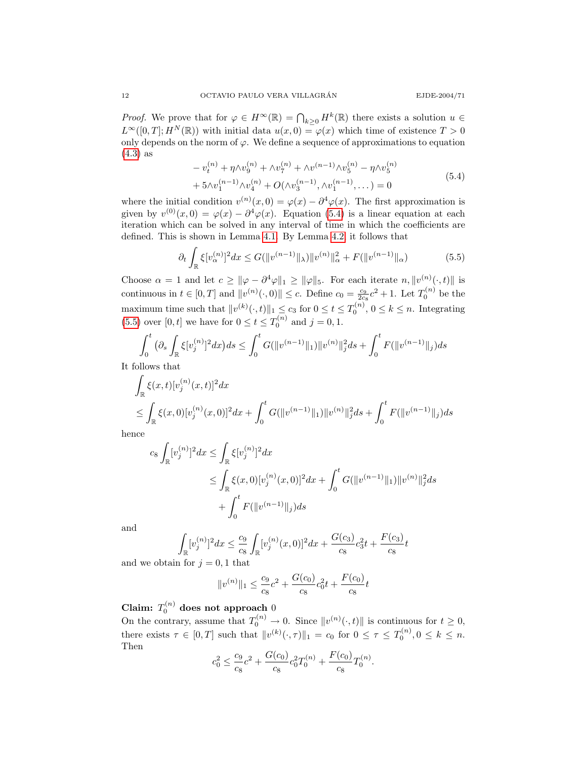*Proof.* We prove that for $\varphi \in H^{\infty}(\mathbb{R}) = \bigcap_{k\geq 0} H^k(\mathbb{R})$ there exists a solution $u \in L^{\infty}([0,T]; H^N(\mathbb{R}))$ with initial data $u(x,0) = \varphi(x)$ which time of existence $T > 0$ only depends on the norm of $\varphi$. We define a sequence of approximations to equation (4.3) as

$$
\begin{aligned}
&-v_t^{(n)} + \eta \wedge v_9^{(n)} + \wedge v_7^{(n)} + \wedge v^{(n-1)} \wedge v_5^{(n)} - \eta \wedge v_5^{(n)} \\
&+ 5 \wedge v_1^{(n-1)} \wedge v_4^{(n)} + O(\wedge v_3^{(n-1)}, \wedge v_1^{(n-1)}, \dots) = 0
\end{aligned}
\tag{5.4}
$$

where the initial condition $v^{(n)}(x,0) = \varphi(x) - \partial^4 \varphi(x)$. The first approximation is given by $v^{(0)}(x,0) = \varphi(x) - \partial^4\varphi(x)$. Equation (5.4) is a linear equation at each iteration which can be solved in any interval of time in which the coefficients are defined. This is shown in Lemma 4.1. By Lemma 4.2, it follows that

$$
\partial_t \int_{\mathbb{R}} \xi [v_\alpha^{(n)}]^2 dx \leq G(\|v^{(n-1)}\|_\lambda)\|v^{(n)}\|_\alpha^2 + F(\|v^{(n-1)}\|_\alpha)
\tag{5.5}
$$

Choose $\alpha = 1$ and let $c \geq \|\varphi - \partial^4\varphi\|_1 \geq \|\varphi\|_5$. For each iterate $n$, $\|v^{(n)}(\cdot,t)\|$ is continuous in $t \in [0,T]$ and $\|v^{(n)}(\cdot,0)\| \leq c$. Define $c_0 = \frac{c_9}{2c_8}c^2 + 1$. Let $T_0^{(n)}$ be the maximum time such that $\|v^{(k)}(\cdot,t)\|_1 \leq c_3$ for $0 \leq t \leq T_0^{(n)}$, $0 \leq k \leq n$. Integrating (5.5) over $[0,t]$ we have for $0 \leq t \leq T_0^{(n)}$ and $j = 0, 1$.

$$
\int_0^t \big(\partial_s \int_{\mathbb{R}} \xi [v_j^{(n)}]^2 dx\big) ds \leq \int_0^t G(\|v^{(n-1)}\|_1)\|v^{(n)}\|_j^2 ds + \int_0^t F(\|v^{(n-1)}\|_j) ds
$$

It follows that

$$
\begin{aligned}
&\int_{\mathbb{R}} \xi(x,t)[v_j^{(n)}(x,t)]^2 dx \\
&\leq \int_{\mathbb{R}} \xi(x,0)[v_j^{(n)}(x,0)]^2 dx + \int_0^t G(\|v^{(n-1)}\|_1)\|v^{(n)}\|_j^2 ds + \int_0^t F(\|v^{(n-1)}\|_j) ds
\end{aligned}
$$

hence

$$
\begin{aligned}
c_8 \int_{\mathbb{R}} [v_j^{(n)}]^2 dx &\leq \int_{\mathbb{R}} \xi [v_j^{(n)}]^2 dx \\
&\leq \int_{\mathbb{R}} \xi(x,0)[v_j^{(n)}(x,0)]^2 dx + \int_0^t G(\|v^{(n-1)}\|_1)\|v^{(n)}\|_j^2 ds \\
&\quad + \int_0^t F(\|v^{(n-1)}\|_j) ds
\end{aligned}
$$

and

$$
\int_{\mathbb{R}} [v_j^{(n)}]^2 dx \leq \frac{c_9}{c_8} \int_{\mathbb{R}} [v_j^{(n)}(x,0)]^2 dx + \frac{G(c_3)}{c_8} c_3^2 t + \frac{F(c_3)}{c_8} t
$$

and we obtain for $j = 0, 1$ that

$$
\|v^{(n)}\|_1 \leq \frac{c_9}{c_8} c^2 + \frac{G(c_0)}{c_8} c_0^2 t + \frac{F(c_0)}{c_8} t
$$

**Claim: $T_0^{(n)}$ does not approach 0**

On the contrary, assume that $T_0^{(n)} \to 0$. Since $\|v^{(n)}(\cdot,t)\|$ is continuous for $t \geq 0$, there exists $\tau \in [0,T]$ such that $\|v^{(k)}(\cdot,\tau)\|_1 = c_0$ for $0 \leq \tau \leq T_0^{(n)}, 0 \leq k \leq n$. Then

$$
c_0^2 \leq \frac{c_9}{c_8} c^2 + \frac{G(c_0)}{c_8} c_0^2 T_0^{(n)} + \frac{F(c_0)}{c_8} T_0^{(n)}.
$$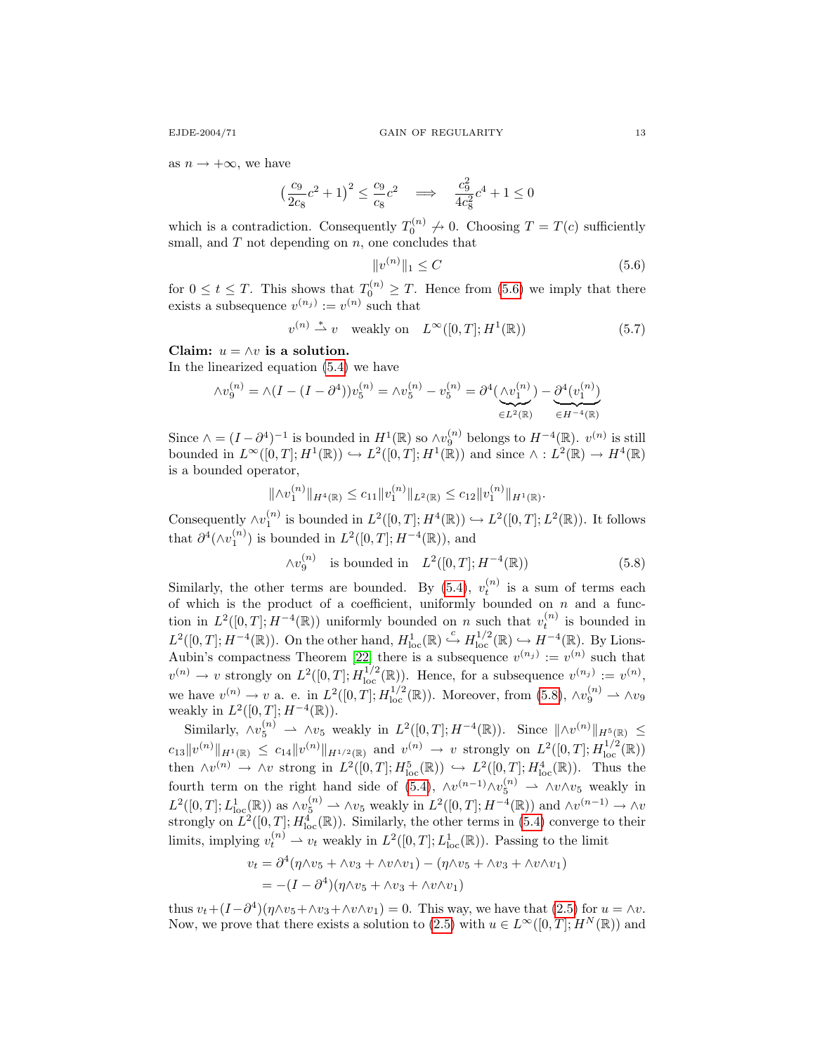as $n \to +\infty$, we have

$$\big(\frac{c_9}{2c_8}c^2+1\big)^2 \le \frac{c_9}{c_8}c^2 \quad \Longrightarrow \quad \frac{c_9^2}{4c_8^2}c^4+1 \le 0$$

which is a contradiction. Consequently $T_0^{(n)} \not\to 0$. Choosing $T = T(c)$ sufficiently small, and $T$ not depending on $n$, one concludes that

$$\|v^{(n)}\|_1 \le C \tag{5.6}$$

for $0 \le t \le T$. This shows that $T_0^{(n)} \ge T$. Hence from (5.6) we imply that there exists a subsequence $v^{(n_j)} := v^{(n)}$ such that

$$v^{(n)} \overset{*}{\rightharpoonup} v \quad \text{weakly on} \quad L^\infty([0,T];H^1(\mathbb{R})) \tag{5.7}$$

**Claim: $u = \wedge v$ is a solution.**
In the linearized equation (5.4) we have

$$\wedge v_9^{(n)} = \wedge(I-(I-\partial^4))v_5^{(n)} = \wedge v_5^{(n)} - v_5^{(n)} = \partial^4(\underbrace{\wedge v_1^{(n)}}_{\in L^2(\mathbb{R})}) - \underbrace{\partial^4(v_1^{(n)})}_{\in H^{-4}(\mathbb{R})}$$

Since $\wedge = (I-\partial^4)^{-1}$ is bounded in $H^1(\mathbb{R})$ so $\wedge v_9^{(n)}$ belongs to $H^{-4}(\mathbb{R})$. $v^{(n)}$ is still bounded in $L^\infty([0,T];H^1(\mathbb{R})) \hookrightarrow L^2([0,T];H^1(\mathbb{R}))$ and since $\wedge : L^2(\mathbb{R}) \to H^4(\mathbb{R})$ is a bounded operator,

$$\|\wedge v_1^{(n)}\|_{H^4(\mathbb{R})} \le c_{11}\|v_1^{(n)}\|_{L^2(\mathbb{R})} \le c_{12}\|v_1^{(n)}\|_{H^1(\mathbb{R})}.$$

Consequently $\wedge v_1^{(n)}$ is bounded in $L^2([0,T];H^4(\mathbb{R})) \hookrightarrow L^2([0,T];L^2(\mathbb{R}))$. It follows that $\partial^4(\wedge v_1^{(n)})$ is bounded in $L^2([0,T];H^{-4}(\mathbb{R}))$, and

$$\wedge v_9^{(n)} \quad \text{is bounded in} \quad L^2([0,T];H^{-4}(\mathbb{R})) \tag{5.8}$$

Similarly, the other terms are bounded. By (5.4), $v_t^{(n)}$ is a sum of terms each of which is the product of a coefficient, uniformly bounded on $n$ and a function in $L^2([0,T];H^{-4}(\mathbb{R}))$ uniformly bounded on $n$ such that $v_t^{(n)}$ is bounded in $L^2([0,T];H^{-4}(\mathbb{R}))$. On the other hand, $H^1_{\rm loc}(\mathbb{R}) \overset{c}{\hookrightarrow} H^{1/2}_{\rm loc}(\mathbb{R}) \hookrightarrow H^{-4}(\mathbb{R})$. By Lions-Aubin's compactness Theorem [22] there is a subsequence $v^{(n_j)} := v^{(n)}$ such that $v^{(n)} \to v$ strongly on $L^2([0,T];H^{1/2}_{\rm loc}(\mathbb{R}))$. Hence, for a subsequence $v^{(n_j)} := v^{(n)}$, we have $v^{(n)} \to v$ a. e. in $L^2([0,T];H^{1/2}_{\rm loc}(\mathbb{R}))$. Moreover, from (5.8), $\wedge v_9^{(n)} \rightharpoonup \wedge v_9$ weakly in $L^2([0,T];H^{-4}(\mathbb{R}))$.

Similarly, $\wedge v_5^{(n)} \rightharpoonup \wedge v_5$ weakly in $L^2([0,T];H^{-4}(\mathbb{R}))$. Since $\|\wedge v^{(n)}\|_{H^5(\mathbb{R})} \le c_{13}\|v^{(n)}\|_{H^1(\mathbb{R})} \le c_{14}\|v^{(n)}\|_{H^{1/2}(\mathbb{R})}$ and $v^{(n)} \to v$ strongly on $L^2([0,T];H^{1/2}_{\rm loc}(\mathbb{R}))$ then $\wedge v^{(n)} \to \wedge v$ strong in $L^2([0,T];H^5_{\rm loc}(\mathbb{R})) \hookrightarrow L^2([0,T];H^4_{\rm loc}(\mathbb{R}))$. Thus the fourth term on the right hand side of (5.4), $\wedge v^{(n-1)}\wedge v_5^{(n)} \rightharpoonup \wedge v \wedge v_5$ weakly in $L^2([0,T];L^1_{\rm loc}(\mathbb{R}))$ as $\wedge v_5^{(n)} \rightharpoonup \wedge v_5$ weakly in $L^2([0,T];H^{-4}(\mathbb{R}))$ and $\wedge v^{(n-1)} \to \wedge v$ strongly on $L^2([0,T];H^4_{\rm loc}(\mathbb{R}))$. Similarly, the other terms in (5.4) converge to their limits, implying $v_t^{(n)} \rightharpoonup v_t$ weakly in $L^2([0,T];L^1_{\rm loc}(\mathbb{R}))$. Passing to the limit

$$\begin{aligned} v_t &= \partial^4(\eta\wedge v_5 + \wedge v_3 + \wedge v \wedge v_1) - (\eta \wedge v_5 + \wedge v_3 + \wedge v \wedge v_1) \\ &= -(I-\partial^4)(\eta\wedge v_5 + \wedge v_3 + \wedge v\wedge v_1) \end{aligned}$$

thus $v_t + (I-\partial^4)(\eta\wedge v_5 + \wedge v_3 + \wedge v \wedge v_1) = 0$. This way, we have that (2.5) for $u = \wedge v$. Now, we prove that there exists a solution to (2.5) with $u \in L^\infty([0,T];H^N(\mathbb{R}))$ and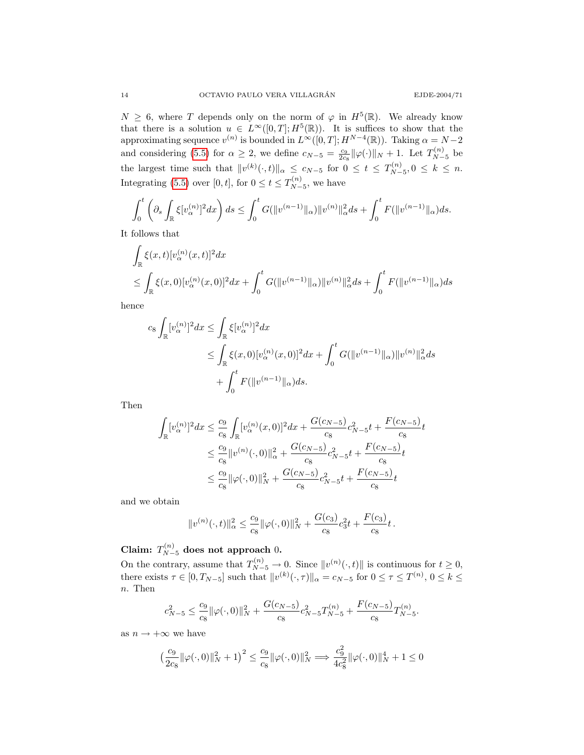$N \geq 6$, where $T$ depends only on the norm of $\varphi$ in $H^5(\mathbb{R})$. We already know that there is a solution $u \in L^\infty([0,T]; H^5(\mathbb{R}))$. It is suffices to show that the approximating sequence $v^{(n)}$ is bounded in $L^\infty([0,T]; H^{N-4}(\mathbb{R}))$. Taking $\alpha = N-2$ and considering (5.5) for $\alpha \geq 2$, we define $c_{N-5} = \frac{c_9}{2c_8}\|\varphi(\cdot)\|_N + 1$. Let $T^{(n)}_{N-5}$ be the largest time such that $\|v^{(k)}(\cdot,t)\|_\alpha \leq c_{N-5}$ for $0 \leq t \leq T^{(n)}_{N-5}, 0 \leq k \leq n$. Integrating (5.5) over $[0,t]$, for $0 \leq t \leq T^{(n)}_{N-5}$, we have

$$\int_0^t \Big( \partial_s \int_{\mathbb{R}} \xi [v^{(n)}_\alpha]^2 dx \Big) ds \leq \int_0^t G(\|v^{(n-1)}\|_\alpha)\|v^{(n)}\|^2_\alpha ds + \int_0^t F(\|v^{(n-1)}\|_\alpha) ds.$$

It follows that

$$\begin{aligned}
&\int_{\mathbb{R}} \xi(x,t)[v^{(n)}_\alpha(x,t)]^2 dx \\
&\leq \int_{\mathbb{R}} \xi(x,0)[v^{(n)}_\alpha(x,0)]^2 dx + \int_0^t G(\|v^{(n-1)}\|_\alpha)\|v^{(n)}\|^2_\alpha ds + \int_0^t F(\|v^{(n-1)}\|_\alpha) ds
\end{aligned}$$

hence

$$\begin{aligned}
c_8 \int_{\mathbb{R}} [v^{(n)}_\alpha]^2 dx &\leq \int_{\mathbb{R}} \xi [v^{(n)}_\alpha]^2 dx \\
&\leq \int_{\mathbb{R}} \xi(x,0)[v^{(n)}_\alpha(x,0)]^2 dx + \int_0^t G(\|v^{(n-1)}\|_\alpha)\|v^{(n)}\|^2_\alpha ds \\
&\quad + \int_0^t F(\|v^{(n-1)}\|_\alpha) ds.
\end{aligned}$$

Then

$$\begin{aligned}
\int_{\mathbb{R}} [v^{(n)}_\alpha]^2 dx &\leq \frac{c_9}{c_8}\int_{\mathbb{R}} [v^{(n)}_\alpha(x,0)]^2 dx + \frac{G(c_{N-5})}{c_8} c^2_{N-5} t + \frac{F(c_{N-5})}{c_8} t \\
&\leq \frac{c_9}{c_8}\|v^{(n)}(\cdot,0)\|^2_\alpha + \frac{G(c_{N-5})}{c_8} c^2_{N-5} t + \frac{F(c_{N-5})}{c_8} t \\
&\leq \frac{c_9}{c_8}\|\varphi(\cdot,0)\|^2_N + \frac{G(c_{N-5})}{c_8} c^2_{N-5} t + \frac{F(c_{N-5})}{c_8} t
\end{aligned}$$

and we obtain

$$\|v^{(n)}(\cdot,t)\|^2_\alpha \leq \frac{c_9}{c_8}\|\varphi(\cdot,0)\|^2_N + \frac{G(c_3)}{c_8} c^2_3 t + \frac{F(c_3)}{c_8} t\,.$$

**Claim: $T^{(n)}_{N-5}$ does not approach 0.**
On the contrary, assume that $T^{(n)}_{N-5} \to 0$. Since $\|v^{(n)}(\cdot,t)\|$ is continuous for $t \geq 0$, there exists $\tau \in [0, T_{N-5}]$ such that $\|v^{(k)}(\cdot,\tau)\|_\alpha = c_{N-5}$ for $0 \leq \tau \leq T^{(n)}$, $0 \leq k \leq n$. Then

$$c^2_{N-5} \leq \frac{c_9}{c_8}\|\varphi(\cdot,0)\|^2_N + \frac{G(c_{N-5})}{c_8} c^2_{N-5} T^{(n)}_{N-5} + \frac{F(c_{N-5})}{c_8} T^{(n)}_{N-5}.$$

as $n \to +\infty$ we have

$$\big(\frac{c_9}{2c_8}\|\varphi(\cdot,0)\|^2_N + 1\big)^2 \leq \frac{c_9}{c_8}\|\varphi(\cdot,0)\|^2_N \Longrightarrow \frac{c_9^2}{4c_8^2}\|\varphi(\cdot,0)\|^4_N + 1 \leq 0$$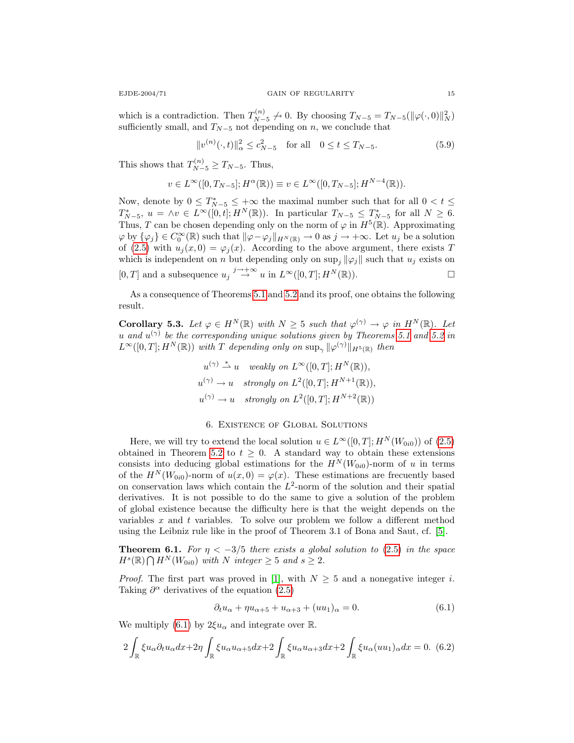which is a contradiction. Then $T_{N-5}^{(n)} \not\to 0$. By choosing $T_{N-5} = T_{N-5}(\|\varphi(\cdot,0)\|_N^2)$ sufficiently small, and $T_{N-5}$ not depending on $n$, we conclude that

$$\|v^{(n)}(\cdot,t)\|_\alpha^2 \le c_{N-5}^2 \quad \text{for all} \quad 0 \le t \le T_{N-5}. \tag{5.9}$$

This shows that $T_{N-5}^{(n)} \ge T_{N-5}$. Thus,

$$v \in L^\infty([0,T_{N-5}]; H^\alpha(\mathbb{R})) \equiv v \in L^\infty([0,T_{N-5}]; H^{N-4}(\mathbb{R})).$$

Now, denote by $0 \le T_{N-5}^* \le +\infty$ the maximal number such that for all $0 < t \le T_{N-5}^*$, $u = \wedge v \in L^\infty([0,t]; H^N(\mathbb{R}))$. In particular $T_{N-5} \le T_{N-5}^*$ for all $N \ge 6$. Thus, $T$ can be chosen depending only on the norm of $\varphi$ in $H^5(\mathbb{R})$. Approximating $\varphi$ by $\{\varphi_j\} \in C_0^\infty(\mathbb{R})$ such that $\|\varphi - \varphi_j\|_{H^N(\mathbb{R})} \to 0$ as $j \to +\infty$. Let $u_j$ be a solution of (2.5) with $u_j(x,0) = \varphi_j(x)$. According to the above argument, there exists $T$ which is independent on $n$ but depending only on $\sup_j \|\varphi_j\|$ such that $u_j$ exists on $[0,T]$ and a subsequence $u_j \overset{j\to+\infty}{\to} u$ in $L^\infty([0,T]; H^N(\mathbb{R}))$. $\square$

As a consequence of Theorems 5.1 and 5.2 and its proof, one obtains the following result.

**Corollary 5.3.** *Let $\varphi \in H^N(\mathbb{R})$ with $N \ge 5$ such that $\varphi^{(\gamma)} \to \varphi$ in $H^N(\mathbb{R})$. Let $u$ and $u^{(\gamma)}$ be the corresponding unique solutions given by Theorems 5.1 and 5.2 in $L^\infty([0,T]; H^N(\mathbb{R}))$ with $T$ depending only on $\sup_\gamma \|\varphi^{(\gamma)}\|_{H^5(\mathbb{R})}$ then*

$$u^{(\gamma)} \overset{*}{\rightharpoonup} u \quad \text{weakly on } L^\infty([0,T]; H^N(\mathbb{R})),$$
$$u^{(\gamma)} \to u \quad \text{strongly on } L^2([0,T]; H^{N+1}(\mathbb{R})),$$
$$u^{(\gamma)} \to u \quad \text{strongly on } L^2([0,T]; H^{N+2}(\mathbb{R}))$$

## 6. Existence of Global Solutions

Here, we will try to extend the local solution $u \in L^\infty([0,T]; H^N(W_{0i0}))$ of (2.5) obtained in Theorem 5.2 to $t \ge 0$. A standard way to obtain these extensions consists into deducing global estimations for the $H^N(W_{0i0})$-norm of $u$ in terms of the $H^N(W_{0i0})$-norm of $u(x,0) = \varphi(x)$. These estimations are frecuently based on conservation laws which contain the $L^2$-norm of the solution and their spatial derivatives. It is not possible to do the same to give a solution of the problem of global existence because the difficulty here is that the weight depends on the variables $x$ and $t$ variables. To solve our problem we follow a different method using the Leibniz rule like in the proof of Theorem 3.1 of Bona and Saut, cf. [5].

**Theorem 6.1.** *For $\eta < -3/5$ there exists a global solution to (2.5) in the space $H^s(\mathbb{R}) \bigcap H^N(W_{0i0})$ with $N$ integer $\ge 5$ and $s \ge 2$.*

*Proof.* The first part was proved in [1], with $N \ge 5$ and a nonegative integer $i$. Taking $\partial^\alpha$ derivatives of the equation (2.5)

$$\partial_t u_\alpha + \eta u_{\alpha+5} + u_{\alpha+3} + (uu_1)_\alpha = 0. \tag{6.1}$$

We multiply (6.1) by $2\xi u_\alpha$ and integrate over $\mathbb{R}$.

$$2\int_{\mathbb{R}} \xi u_\alpha \partial_t u_\alpha dx + 2\eta \int_{\mathbb{R}} \xi u_\alpha u_{\alpha+5} dx + 2\int_{\mathbb{R}} \xi u_\alpha u_{\alpha+3} dx + 2\int_{\mathbb{R}} \xi u_\alpha (uu_1)_\alpha dx = 0. \tag{6.2}$$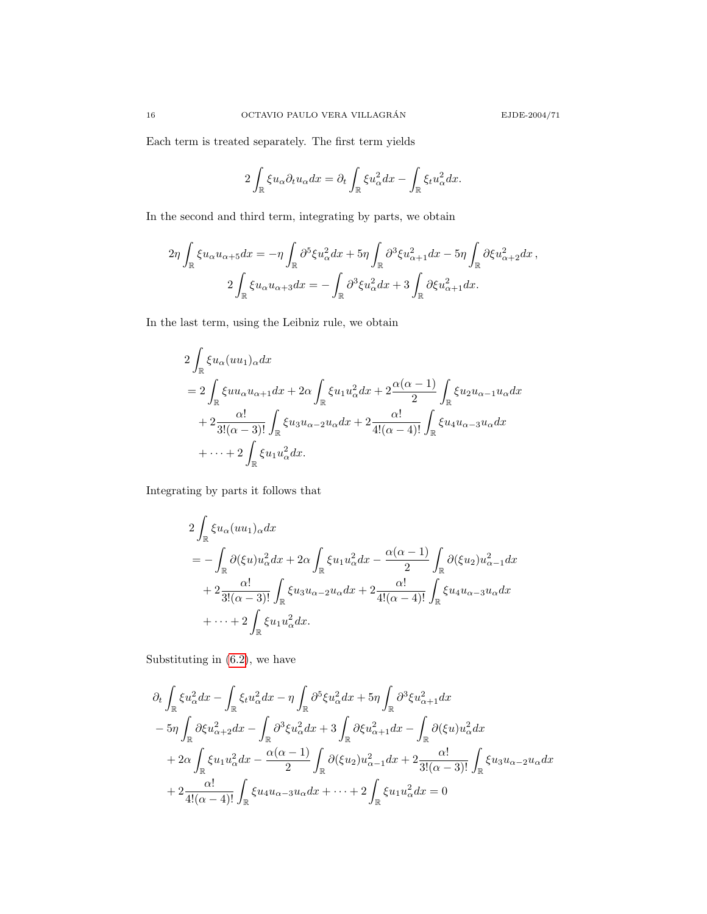Each term is treated separately. The first term yields

$$2\int_{\mathbb{R}} \xi u_\alpha \partial_t u_\alpha dx = \partial_t \int_{\mathbb{R}} \xi u_\alpha^2 dx - \int_{\mathbb{R}} \xi_t u_\alpha^2 dx.$$

In the second and third term, integrating by parts, we obtain

$$2\eta\int_{\mathbb{R}} \xi u_\alpha u_{\alpha+5} dx = -\eta \int_{\mathbb{R}} \partial^5 \xi u_\alpha^2 dx + 5\eta \int_{\mathbb{R}} \partial^3 \xi u_{\alpha+1}^2 dx - 5\eta \int_{\mathbb{R}} \partial \xi u_{\alpha+2}^2 dx\,,$$

$$2\int_{\mathbb{R}} \xi u_\alpha u_{\alpha+3} dx = -\int_{\mathbb{R}} \partial^3 \xi u_\alpha^2 dx + 3\int_{\mathbb{R}} \partial \xi u_{\alpha+1}^2 dx.$$

In the last term, using the Leibniz rule, we obtain

$$\begin{aligned}
&2\int_{\mathbb{R}} \xi u_\alpha (uu_1)_\alpha dx \\
&= 2\int_{\mathbb{R}} \xi u u_\alpha u_{\alpha+1} dx + 2\alpha \int_{\mathbb{R}} \xi u_1 u_\alpha^2 dx + 2\frac{\alpha(\alpha-1)}{2}\int_{\mathbb{R}} \xi u_2 u_{\alpha-1} u_\alpha dx \\
&\quad + 2\frac{\alpha!}{3!(\alpha-3)!}\int_{\mathbb{R}} \xi u_3 u_{\alpha-2} u_\alpha dx + 2\frac{\alpha!}{4!(\alpha-4)!}\int_{\mathbb{R}} \xi u_4 u_{\alpha-3} u_\alpha dx \\
&\quad + \dots + 2\int_{\mathbb{R}} \xi u_1 u_\alpha^2 dx.
\end{aligned}$$

Integrating by parts it follows that

$$\begin{aligned}
&2\int_{\mathbb{R}} \xi u_\alpha (uu_1)_\alpha dx \\
&= -\int_{\mathbb{R}} \partial(\xi u) u_\alpha^2 dx + 2\alpha \int_{\mathbb{R}} \xi u_1 u_\alpha^2 dx - \frac{\alpha(\alpha-1)}{2}\int_{\mathbb{R}} \partial(\xi u_2) u_{\alpha-1}^2 dx \\
&\quad + 2\frac{\alpha!}{3!(\alpha-3)!}\int_{\mathbb{R}} \xi u_3 u_{\alpha-2} u_\alpha dx + 2\frac{\alpha!}{4!(\alpha-4)!}\int_{\mathbb{R}} \xi u_4 u_{\alpha-3} u_\alpha dx \\
&\quad + \dots + 2\int_{\mathbb{R}} \xi u_1 u_\alpha^2 dx.
\end{aligned}$$

Substituting in (6.2), we have

$$\begin{aligned}
&\partial_t \int_{\mathbb{R}} \xi u_\alpha^2 dx - \int_{\mathbb{R}} \xi_t u_\alpha^2 dx - \eta \int_{\mathbb{R}} \partial^5 \xi u_\alpha^2 dx + 5\eta \int_{\mathbb{R}} \partial^3 \xi u_{\alpha+1}^2 dx \\
&- 5\eta \int_{\mathbb{R}} \partial \xi u_{\alpha+2}^2 dx - \int_{\mathbb{R}} \partial^3 \xi u_\alpha^2 dx + 3\int_{\mathbb{R}} \partial \xi u_{\alpha+1}^2 dx - \int_{\mathbb{R}} \partial(\xi u) u_\alpha^2 dx \\
&+ 2\alpha \int_{\mathbb{R}} \xi u_1 u_\alpha^2 dx - \frac{\alpha(\alpha-1)}{2}\int_{\mathbb{R}} \partial(\xi u_2) u_{\alpha-1}^2 dx + 2\frac{\alpha!}{3!(\alpha-3)!}\int_{\mathbb{R}} \xi u_3 u_{\alpha-2} u_\alpha dx \\
&+ 2\frac{\alpha!}{4!(\alpha-4)!}\int_{\mathbb{R}} \xi u_4 u_{\alpha-3} u_\alpha dx + \dots + 2\int_{\mathbb{R}} \xi u_1 u_\alpha^2 dx = 0
\end{aligned}$$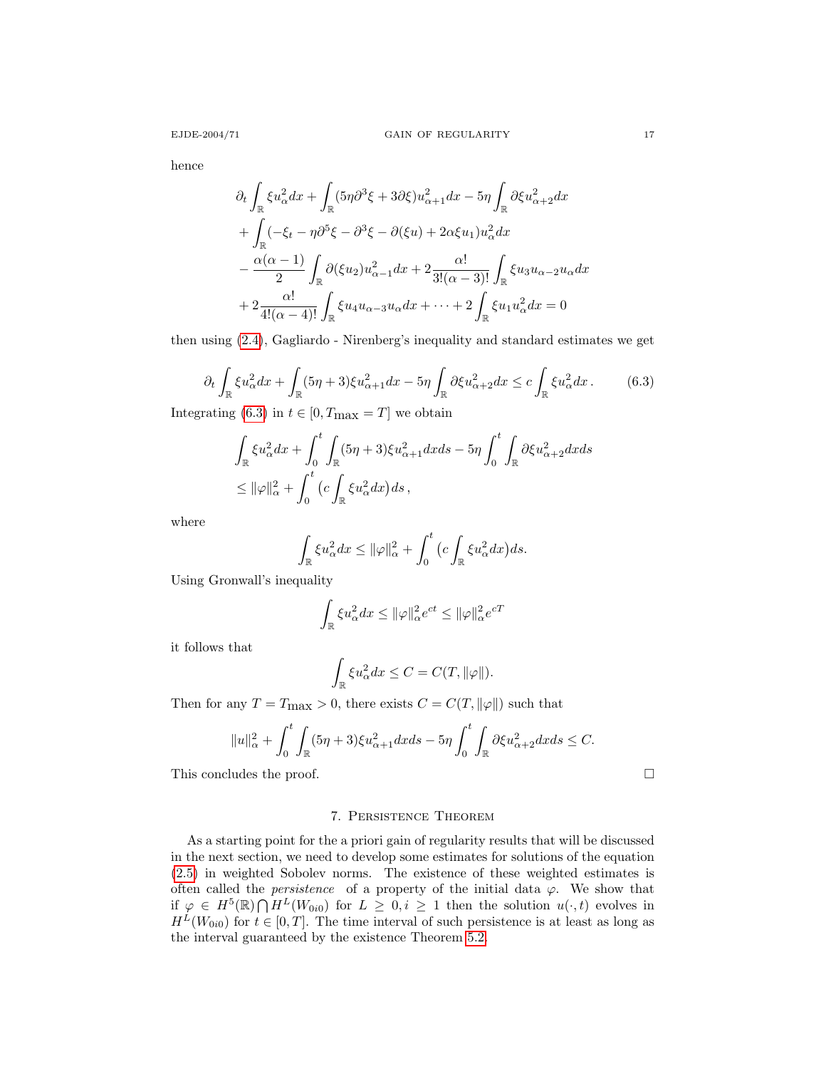hence

$$
\begin{aligned}
&\partial_t \int_{\mathbb{R}} \xi u_\alpha^2 dx + \int_{\mathbb{R}} (5\eta \partial^3 \xi + 3\partial \xi) u_{\alpha+1}^2 dx - 5\eta \int_{\mathbb{R}} \partial \xi u_{\alpha+2}^2 dx \\
&+ \int_{\mathbb{R}} (-\xi_t - \eta \partial^5 \xi - \partial^3 \xi - \partial(\xi u) + 2\alpha \xi u_1) u_\alpha^2 dx \\
&- \frac{\alpha(\alpha-1)}{2} \int_{\mathbb{R}} \partial(\xi u_2) u_{\alpha-1}^2 dx + 2 \frac{\alpha!}{3!(\alpha-3)!} \int_{\mathbb{R}} \xi u_3 u_{\alpha-2} u_\alpha dx \\
&+ 2 \frac{\alpha!}{4!(\alpha-4)!} \int_{\mathbb{R}} \xi u_4 u_{\alpha-3} u_\alpha dx + \dots + 2 \int_{\mathbb{R}} \xi u_1 u_\alpha^2 dx = 0
\end{aligned}
$$

then using (2.4), Gagliardo - Nirenberg's inequality and standard estimates we get

$$
\partial_t \int_{\mathbb{R}} \xi u_\alpha^2 dx + \int_{\mathbb{R}} (5\eta + 3) \xi u_{\alpha+1}^2 dx - 5\eta \int_{\mathbb{R}} \partial \xi u_{\alpha+2}^2 dx \le c \int_{\mathbb{R}} \xi u_\alpha^2 dx \,. \tag{6.3}
$$

Integrating (6.3) in $t \in [0, T_{\max} = T]$ we obtain

$$
\begin{aligned}
&\int_{\mathbb{R}} \xi u_\alpha^2 dx + \int_0^t \int_{\mathbb{R}} (5\eta + 3) \xi u_{\alpha+1}^2 dx ds - 5\eta \int_0^t \int_{\mathbb{R}} \partial \xi u_{\alpha+2}^2 dx ds \\
&\le \|\varphi\|_\alpha^2 + \int_0^t \big(c \int_{\mathbb{R}} \xi u_\alpha^2 dx\big) ds \,,
\end{aligned}
$$

where

$$
\int_{\mathbb{R}} \xi u_\alpha^2 dx \le \|\varphi\|_\alpha^2 + \int_0^t \big(c \int_{\mathbb{R}} \xi u_\alpha^2 dx\big) ds.
$$

Using Gronwall's inequality

$$
\int_{\mathbb{R}} \xi u_\alpha^2 dx \le \|\varphi\|_\alpha^2 e^{ct} \le \|\varphi\|_\alpha^2 e^{cT}
$$

it follows that

$$
\int_{\mathbb{R}} \xi u_\alpha^2 dx \le C = C(T, \|\varphi\|).
$$

Then for any $T = T_{\max} > 0$, there exists $C = C(T, \|\varphi\|)$ such that

$$
\|u\|_\alpha^2 + \int_0^t \int_{\mathbb{R}} (5\eta + 3) \xi u_{\alpha+1}^2 dx ds - 5\eta \int_0^t \int_{\mathbb{R}} \partial \xi u_{\alpha+2}^2 dx ds \le C.
$$

This concludes the proof. □

## 7. Persistence Theorem

As a starting point for the a priori gain of regularity results that will be discussed in the next section, we need to develop some estimates for solutions of the equation (2.5) in weighted Sobolev norms. The existence of these weighted estimates is often called the *persistence* of a property of the initial data $\varphi$. We show that if $\varphi \in H^5(\mathbb{R}) \bigcap H^L(W_{0i0})$ for $L \ge 0, i \ge 1$ then the solution $u(\cdot, t)$ evolves in $H^L(W_{0i0})$ for $t \in [0, T]$. The time interval of such persistence is at least as long as the interval guaranteed by the existence Theorem 5.2.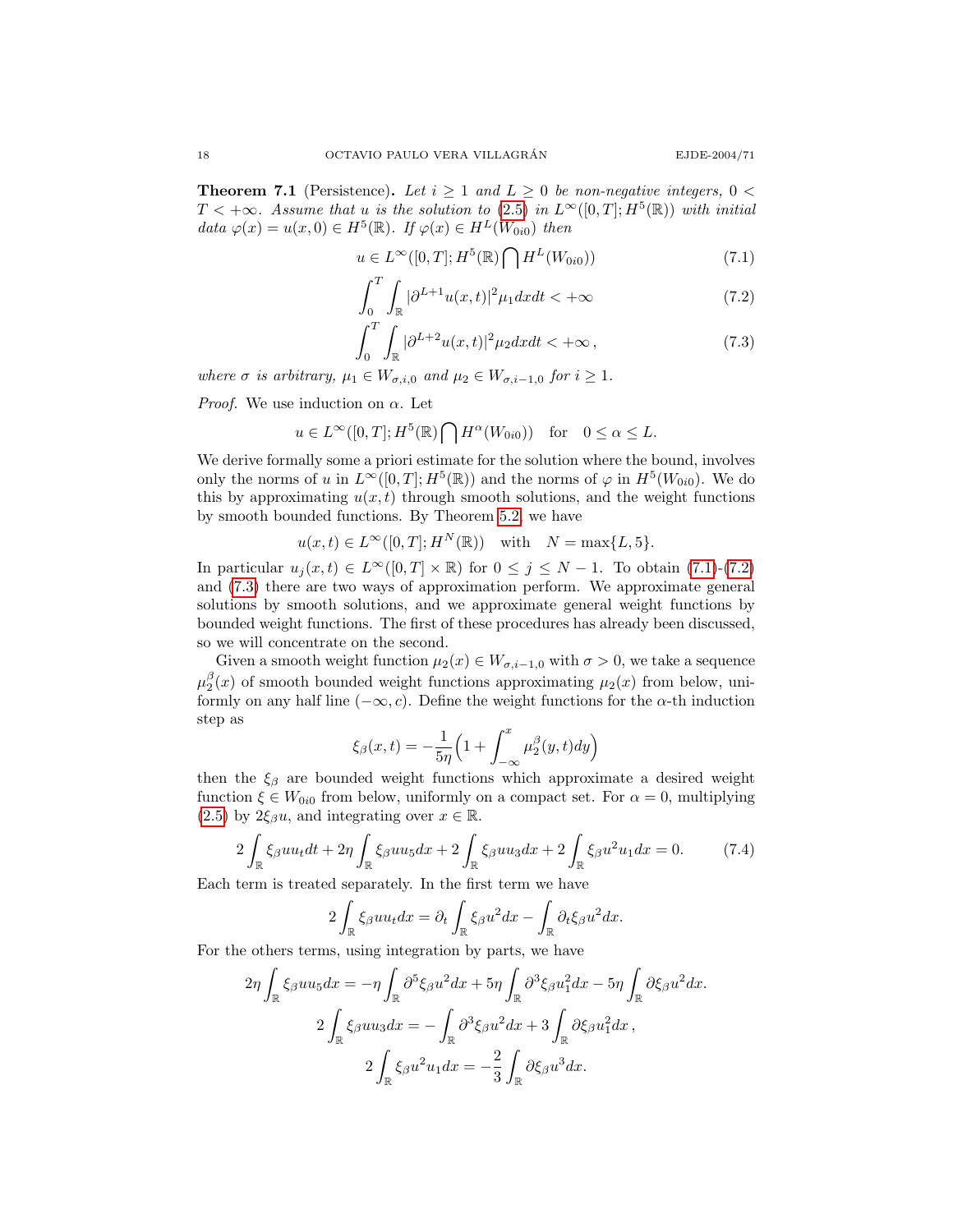**Theorem 7.1** (Persistence)**.** *Let $i \geq 1$ and $L \geq 0$ be non-negative integers, $0 < T < +\infty$. Assume that $u$ is the solution to (2.5) in $L^\infty([0,T]; H^5(\mathbb{R}))$ with initial data $\varphi(x) = u(x,0) \in H^5(\mathbb{R})$. If $\varphi(x) \in H^L(W_{0i0})$ then*

$$u \in L^\infty([0,T]; H^5(\mathbb{R}) \bigcap H^L(W_{0i0})) \tag{7.1}$$

$$\int_0^T \int_{\mathbb{R}} |\partial^{L+1} u(x,t)|^2 \mu_1 dx dt < +\infty \tag{7.2}$$

$$\int_0^T \int_{\mathbb{R}} |\partial^{L+2} u(x,t)|^2 \mu_2 dx dt < +\infty\,, \tag{7.3}$$

*where $\sigma$ is arbitrary, $\mu_1 \in W_{\sigma,i,0}$ and $\mu_2 \in W_{\sigma,i-1,0}$ for $i \geq 1$.*

*Proof.* We use induction on $\alpha$. Let

$$u \in L^\infty([0,T]; H^5(\mathbb{R}) \bigcap H^\alpha(W_{0i0})) \quad \text{for} \quad 0 \leq \alpha \leq L.$$

We derive formally some a priori estimate for the solution where the bound, involves only the norms of $u$ in $L^\infty([0,T]; H^5(\mathbb{R}))$ and the norms of $\varphi$ in $H^5(W_{0i0})$. We do this by approximating $u(x,t)$ through smooth solutions, and the weight functions by smooth bounded functions. By Theorem 5.2, we have

$$u(x,t) \in L^\infty([0,T]; H^N(\mathbb{R})) \quad \text{with} \quad N = \max\{L, 5\}.$$

In particular $u_j(x,t) \in L^\infty([0,T] \times \mathbb{R})$ for $0 \leq j \leq N-1$. To obtain (7.1)-(7.2) and (7.3) there are two ways of approximation perform. We approximate general solutions by smooth solutions, and we approximate general weight functions by bounded weight functions. The first of these procedures has already been discussed, so we will concentrate on the second.

Given a smooth weight function $\mu_2(x) \in W_{\sigma,i-1,0}$ with $\sigma > 0$, we take a sequence $\mu_2^\beta(x)$ of smooth bounded weight functions approximating $\mu_2(x)$ from below, uniformly on any half line $(-\infty, c)$. Define the weight functions for the $\alpha$-th induction step as

$$\xi_\beta(x,t) = -\frac{1}{5\eta}\Big(1 + \int_{-\infty}^x \mu_2^\beta(y,t) dy\Big)$$

then the $\xi_\beta$ are bounded weight functions which approximate a desired weight function $\xi \in W_{0i0}$ from below, uniformly on a compact set. For $\alpha = 0$, multiplying (2.5) by $2\xi_\beta u$, and integrating over $x \in \mathbb{R}$.

$$2\int_{\mathbb{R}} \xi_\beta u u_t dt + 2\eta \int_{\mathbb{R}} \xi_\beta u u_5 dx + 2\int_{\mathbb{R}} \xi_\beta u u_3 dx + 2\int_{\mathbb{R}} \xi_\beta u^2 u_1 dx = 0. \tag{7.4}$$

Each term is treated separately. In the first term we have

$$2\int_{\mathbb{R}} \xi_\beta u u_t dx = \partial_t \int_{\mathbb{R}} \xi_\beta u^2 dx - \int_{\mathbb{R}} \partial_t \xi_\beta u^2 dx.$$

For the others terms, using integration by parts, we have

$$2\eta \int_{\mathbb{R}} \xi_\beta u u_5 dx = -\eta \int_{\mathbb{R}} \partial^5 \xi_\beta u^2 dx + 5\eta \int_{\mathbb{R}} \partial^3 \xi_\beta u_1^2 dx - 5\eta \int_{\mathbb{R}} \partial \xi_\beta u^2 dx.$$

$$2\int_{\mathbb{R}} \xi_\beta u u_3 dx = -\int_{\mathbb{R}} \partial^3 \xi_\beta u^2 dx + 3\int_{\mathbb{R}} \partial \xi_\beta u_1^2 dx\,,$$

$$2\int_{\mathbb{R}} \xi_\beta u^2 u_1 dx = -\frac{2}{3}\int_{\mathbb{R}} \partial \xi_\beta u^3 dx.$$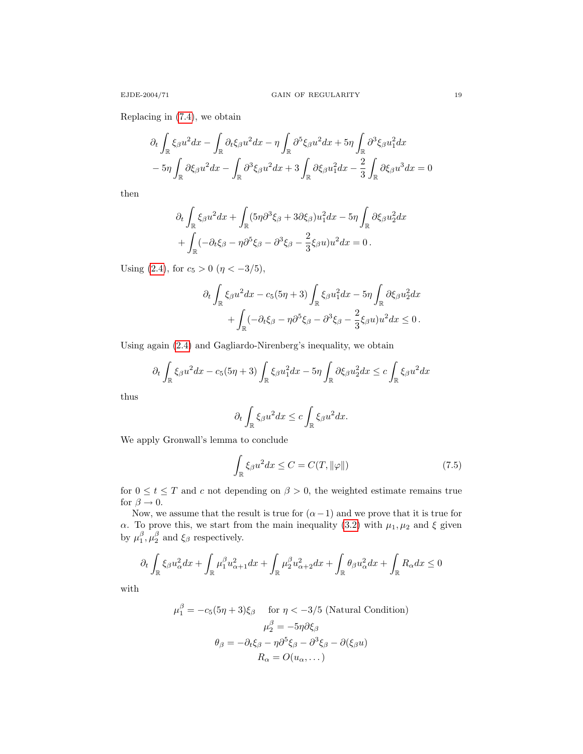Replacing in (7.4), we obtain

$$
\begin{aligned}
&\partial_t \int_{\mathbb{R}} \xi_\beta u^2 dx - \int_{\mathbb{R}} \partial_t \xi_\beta u^2 dx - \eta \int_{\mathbb{R}} \partial^5 \xi_\beta u^2 dx + 5\eta \int_{\mathbb{R}} \partial^3 \xi_\beta u_1^2 dx \\
&- 5\eta \int_{\mathbb{R}} \partial \xi_\beta u^2 dx - \int_{\mathbb{R}} \partial^3 \xi_\beta u^2 dx + 3 \int_{\mathbb{R}} \partial \xi_\beta u_1^2 dx - \frac{2}{3} \int_{\mathbb{R}} \partial \xi_\beta u^3 dx = 0
\end{aligned}
$$

then

$$
\begin{aligned}
&\partial_t \int_{\mathbb{R}} \xi_\beta u^2 dx + \int_{\mathbb{R}} (5\eta \partial^3 \xi_\beta + 3\partial \xi_\beta) u_1^2 dx - 5\eta \int_{\mathbb{R}} \partial \xi_\beta u_2^2 dx \\
&+ \int_{\mathbb{R}} (-\partial_t \xi_\beta - \eta \partial^5 \xi_\beta - \partial^3 \xi_\beta - \frac{2}{3} \xi_\beta u) u^2 dx = 0\,.
\end{aligned}
$$

Using (2.4), for $c_5 > 0$ ($\eta < -3/5$),

$$
\begin{aligned}
&\partial_t \int_{\mathbb{R}} \xi_\beta u^2 dx - c_5(5\eta + 3) \int_{\mathbb{R}} \xi_\beta u_1^2 dx - 5\eta \int_{\mathbb{R}} \partial \xi_\beta u_2^2 dx \\
&+ \int_{\mathbb{R}} (-\partial_t \xi_\beta - \eta \partial^5 \xi_\beta - \partial^3 \xi_\beta - \frac{2}{3} \xi_\beta u) u^2 dx \le 0\,.
\end{aligned}
$$

Using again (2.4) and Gagliardo-Nirenberg's inequality, we obtain

$$
\partial_t \int_{\mathbb{R}} \xi_\beta u^2 dx - c_5(5\eta + 3) \int_{\mathbb{R}} \xi_\beta u_1^2 dx - 5\eta \int_{\mathbb{R}} \partial \xi_\beta u_2^2 dx \le c \int_{\mathbb{R}} \xi_\beta u^2 dx
$$

thus

$$
\partial_t \int_{\mathbb{R}} \xi_\beta u^2 dx \le c \int_{\mathbb{R}} \xi_\beta u^2 dx.
$$

We apply Gronwall's lemma to conclude

$$
\int_{\mathbb{R}} \xi_\beta u^2 dx \le C = C(T, \|\varphi\|) \tag{7.5}
$$

for $0 \le t \le T$ and $c$ not depending on $\beta > 0$, the weighted estimate remains true for $\beta \to 0$.

Now, we assume that the result is true for $(\alpha - 1)$ and we prove that it is true for $\alpha$. To prove this, we start from the main inequality (3.2) with $\mu_1, \mu_2$ and $\xi$ given by $\mu_1^\beta, \mu_2^\beta$ and $\xi_\beta$ respectively.

$$
\partial_t \int_{\mathbb{R}} \xi_\beta u_\alpha^2 dx + \int_{\mathbb{R}} \mu_1^\beta u_{\alpha+1}^2 dx + \int_{\mathbb{R}} \mu_2^\beta u_{\alpha+2}^2 dx + \int_{\mathbb{R}} \theta_\beta u_\alpha^2 dx + \int_{\mathbb{R}} R_\alpha dx \le 0
$$

with

$$
\begin{gathered}
\mu_1^\beta = -c_5(5\eta + 3)\xi_\beta \quad \text{for } \eta < -3/5 \text{ (Natural Condition)} \\
\mu_2^\beta = -5\eta \partial \xi_\beta \\
\theta_\beta = -\partial_t \xi_\beta - \eta \partial^5 \xi_\beta - \partial^3 \xi_\beta - \partial(\xi_\beta u) \\
R_\alpha = O(u_\alpha, \dots)
\end{gathered}
$$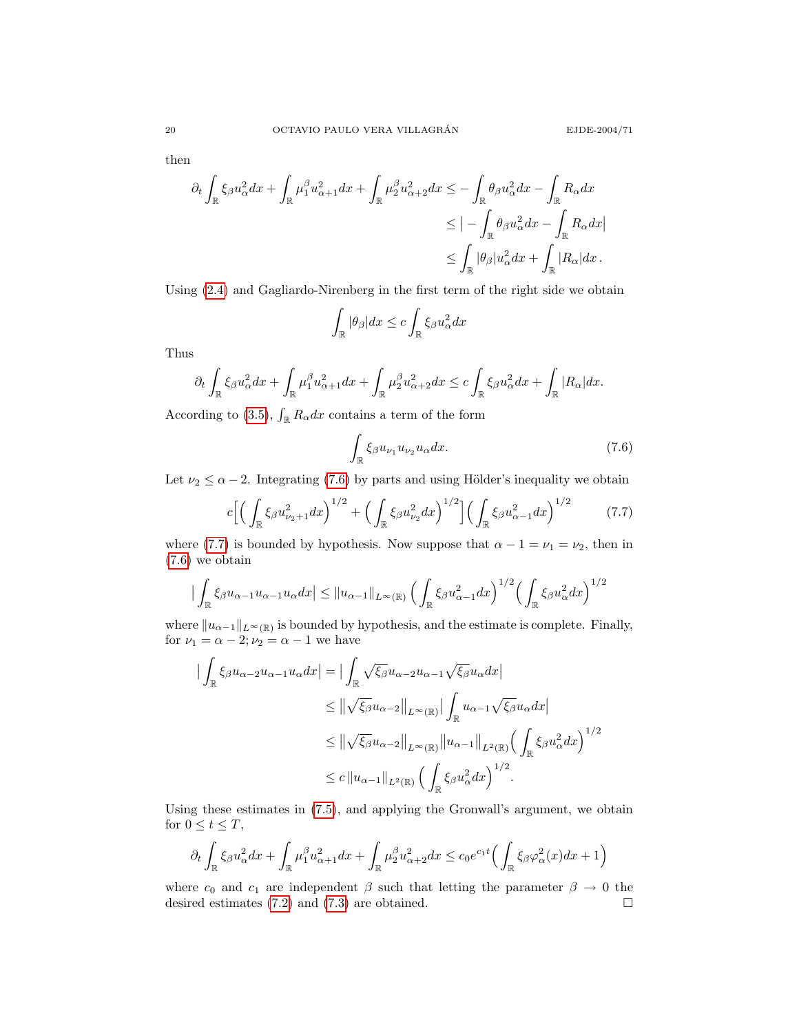then

$$
\begin{aligned}
\partial_t \int_{\mathbb{R}} \xi_\beta u_\alpha^2 dx + \int_{\mathbb{R}} \mu_1^\beta u_{\alpha+1}^2 dx + \int_{\mathbb{R}} \mu_2^\beta u_{\alpha+2}^2 dx &\le - \int_{\mathbb{R}} \theta_\beta u_\alpha^2 dx - \int_{\mathbb{R}} R_\alpha dx \\
&\le \big| - \int_{\mathbb{R}} \theta_\beta u_\alpha^2 dx - \int_{\mathbb{R}} R_\alpha dx \big| \\
&\le \int_{\mathbb{R}} |\theta_\beta| u_\alpha^2 dx + \int_{\mathbb{R}} |R_\alpha| dx \,.
\end{aligned}
$$

Using (2.4) and Gagliardo-Nirenberg in the first term of the right side we obtain

$$
\int_{\mathbb{R}} |\theta_\beta| dx \le c \int_{\mathbb{R}} \xi_\beta u_\alpha^2 dx
$$

Thus

$$
\partial_t \int_{\mathbb{R}} \xi_\beta u_\alpha^2 dx + \int_{\mathbb{R}} \mu_1^\beta u_{\alpha+1}^2 dx + \int_{\mathbb{R}} \mu_2^\beta u_{\alpha+2}^2 dx \le c \int_{\mathbb{R}} \xi_\beta u_\alpha^2 dx + \int_{\mathbb{R}} |R_\alpha| dx.
$$

According to (3.5), $\int_{\mathbb{R}} R_\alpha dx$ contains a term of the form

$$
\int_{\mathbb{R}} \xi_\beta u_{\nu_1} u_{\nu_2} u_\alpha dx. \tag{7.6}
$$

Let $\nu_2 \le \alpha - 2$. Integrating (7.6) by parts and using Hölder's inequality we obtain

$$
c\Big[ \Big( \int_{\mathbb{R}} \xi_\beta u_{\nu_2+1}^2 dx \Big)^{1/2} + \Big( \int_{\mathbb{R}} \xi_\beta u_{\nu_2}^2 dx \Big)^{1/2} \Big] \Big( \int_{\mathbb{R}} \xi_\beta u_{\alpha-1}^2 dx \Big)^{1/2} \tag{7.7}
$$

where (7.7) is bounded by hypothesis. Now suppose that $\alpha - 1 = \nu_1 = \nu_2$, then in (7.6) we obtain

$$
\big| \int_{\mathbb{R}} \xi_\beta u_{\alpha-1} u_{\alpha-1} u_\alpha dx \big| \le \|u_{\alpha-1}\|_{L^\infty(\mathbb{R})} \Big( \int_{\mathbb{R}} \xi_\beta u_{\alpha-1}^2 dx \Big)^{1/2} \Big( \int_{\mathbb{R}} \xi_\beta u_\alpha^2 dx \Big)^{1/2}
$$

where $\|u_{\alpha-1}\|_{L^\infty(\mathbb{R})}$ is bounded by hypothesis, and the estimate is complete. Finally, for $\nu_1 = \alpha - 2; \nu_2 = \alpha - 1$ we have

$$
\begin{aligned}
\big| \int_{\mathbb{R}} \xi_\beta u_{\alpha-2} u_{\alpha-1} u_\alpha dx \big| &= \big| \int_{\mathbb{R}} \sqrt{\xi_\beta} u_{\alpha-2} u_{\alpha-1} \sqrt{\xi_\beta} u_\alpha dx \big| \\
&\le \big\| \sqrt{\xi_\beta} u_{\alpha-2} \big\|_{L^\infty(\mathbb{R})} \big| \int_{\mathbb{R}} u_{\alpha-1} \sqrt{\xi_\beta} u_\alpha dx \big| \\
&\le \big\| \sqrt{\xi_\beta} u_{\alpha-2} \big\|_{L^\infty(\mathbb{R})} \big\| u_{\alpha-1} \big\|_{L^2(\mathbb{R})} \Big( \int_{\mathbb{R}} \xi_\beta u_\alpha^2 dx \Big)^{1/2} \\
&\le c \, \|u_{\alpha-1}\|_{L^2(\mathbb{R})} \Big( \int_{\mathbb{R}} \xi_\beta u_\alpha^2 dx \Big)^{1/2}.
\end{aligned}
$$

Using these estimates in (7.5), and applying the Gronwall's argument, we obtain for $0 \le t \le T$,

$$
\partial_t \int_{\mathbb{R}} \xi_\beta u_\alpha^2 dx + \int_{\mathbb{R}} \mu_1^\beta u_{\alpha+1}^2 dx + \int_{\mathbb{R}} \mu_2^\beta u_{\alpha+2}^2 dx \le c_0 e^{c_1 t} \Big( \int_{\mathbb{R}} \xi_\beta \varphi_\alpha^2(x) dx + 1 \Big)
$$

where $c_0$ and $c_1$ are independent $\beta$ such that letting the parameter $\beta \to 0$ the desired estimates (7.2) and (7.3) are obtained. $\square$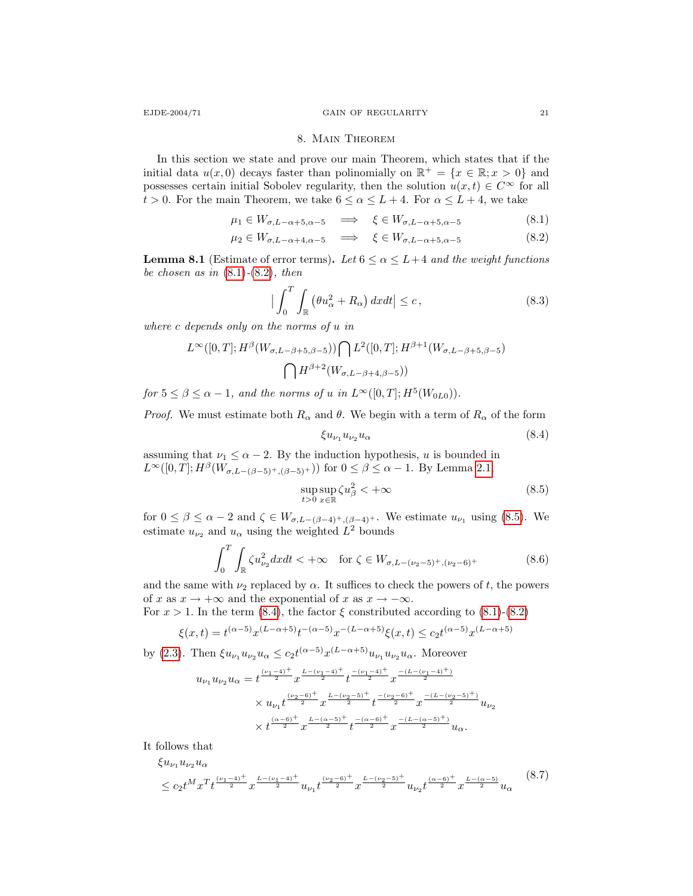## 8. Main Theorem

In this section we state and prove our main Theorem, which states that if the initial data $u(x,0)$ decays faster than polinomially on $\mathbb{R}^+ = \{x \in \mathbb{R}; x > 0\}$ and possesses certain initial Sobolev regularity, then the solution $u(x,t) \in C^\infty$ for all $t > 0$. For the main Theorem, we take $6 \le \alpha \le L+4$. For $\alpha \le L+4$, we take

$$\mu_1 \in W_{\sigma,L-\alpha+5,\alpha-5} \implies \xi \in W_{\sigma,L-\alpha+5,\alpha-5} \tag{8.1}$$

$$\mu_2 \in W_{\sigma,L-\alpha+4,\alpha-5} \implies \xi \in W_{\sigma,L-\alpha+5,\alpha-5} \tag{8.2}$$

**Lemma 8.1** (Estimate of error terms)**.** *Let $6 \le \alpha \le L+4$ and the weight functions be chosen as in (8.1)-(8.2), then*

$$\Big| \int_0^T \int_{\mathbb{R}} \big(\theta u_\alpha^2 + R_\alpha\big)\, dx dt \Big| \le c\,, \tag{8.3}$$

*where $c$ depends only on the norms of $u$ in*

$$L^\infty([0,T]; H^\beta(W_{\sigma,L-\beta+5,\beta-5})) \bigcap L^2([0,T]; H^{\beta+1}(W_{\sigma,L-\beta+5,\beta-5}) \bigcap H^{\beta+2}(W_{\sigma,L-\beta+4,\beta-5}))$$

*for $5 \le \beta \le \alpha-1$, and the norms of $u$ in $L^\infty([0,T]; H^5(W_{0L0}))$.*

*Proof.* We must estimate both $R_\alpha$ and $\theta$. We begin with a term of $R_\alpha$ of the form

$$\xi u_{\nu_1} u_{\nu_2} u_\alpha \tag{8.4}$$

assuming that $\nu_1 \le \alpha-2$. By the induction hypothesis, $u$ is bounded in $L^\infty([0,T]; H^\beta(W_{\sigma,L-(\beta-5)^+,(\beta-5)^+}))$ for $0 \le \beta \le \alpha-1$. By Lemma 2.1,

$$\sup_{t>0} \sup_{x\in\mathbb{R}} \zeta u_\beta^2 < +\infty \tag{8.5}$$

for $0 \le \beta \le \alpha-2$ and $\zeta \in W_{\sigma,L-(\beta-4)^+,(\beta-4)^+}$. We estimate $u_{\nu_1}$ using (8.5). We estimate $u_{\nu_2}$ and $u_\alpha$ using the weighted $L^2$ bounds

$$\int_0^T \int_{\mathbb{R}} \zeta u_{\nu_2}^2 dx dt < +\infty \quad \text{for } \zeta \in W_{\sigma,L-(\nu_2-5)^+,(\nu_2-6)^+} \tag{8.6}$$

and the same with $\nu_2$ replaced by $\alpha$. It suffices to check the powers of $t$, the powers of $x$ as $x \to +\infty$ and the exponential of $x$ as $x \to -\infty$.

For $x > 1$. In the term (8.4), the factor $\xi$ constributed according to (8.1)-(8.2)

$$\xi(x,t) = t^{(\alpha-5)} x^{(L-\alpha+5)} t^{-(\alpha-5)} x^{-(L-\alpha+5)} \xi(x,t) \le c_2 t^{(\alpha-5)} x^{(L-\alpha+5)}$$

by (2.3). Then $\xi u_{\nu_1} u_{\nu_2} u_\alpha \le c_2 t^{(\alpha-5)} x^{(L-\alpha+5)} u_{\nu_1} u_{\nu_2} u_\alpha$. Moreover

$$\begin{aligned}
u_{\nu_1} u_{\nu_2} u_\alpha = {} & t^{\frac{(\nu_1-4)^+}{2}} x^{\frac{L-(\nu_1-4)^+}{2}} t^{\frac{-(\nu_1-4)^+}{2}} x^{\frac{-(L-(\nu_1-4)^+)}{2}} \\
& \times u_{\nu_1} t^{\frac{(\nu_2-6)^+}{2}} x^{\frac{L-(\nu_2-5)^+}{2}} t^{\frac{-(\nu_2-6)^+}{2}} x^{\frac{-(L-(\nu_2-5)^+)}{2}} u_{\nu_2} \\
& \times t^{\frac{(\alpha-6)^+}{2}} x^{\frac{L-(\alpha-5)^+}{2}} t^{\frac{-(\alpha-6)^+}{2}} x^{\frac{-(L-(\alpha-5)^+)}{2}} u_\alpha .
\end{aligned}$$

It follows that

$$\begin{aligned}
& \xi u_{\nu_1} u_{\nu_2} u_\alpha \\
& \le c_2 t^M x^T t^{\frac{(\nu_1-4)^+}{2}} x^{\frac{L-(\nu_1-4)^+}{2}} u_{\nu_1} t^{\frac{(\nu_2-6)^+}{2}} x^{\frac{L-(\nu_2-5)^+}{2}} u_{\nu_2} t^{\frac{(\alpha-6)^+}{2}} x^{\frac{L-(\alpha-5)}{2}} u_\alpha
\end{aligned} \tag{8.7}$$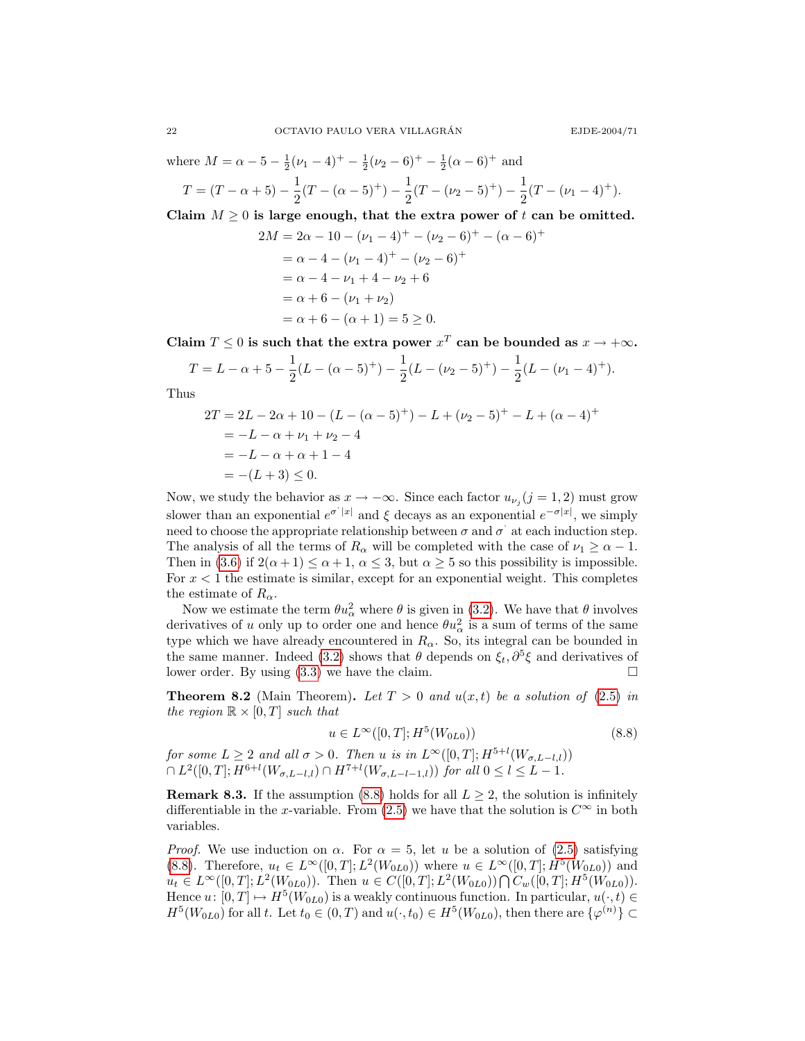where $M = \alpha - 5 - \frac{1}{2}(\nu_1 - 4)^+ - \frac{1}{2}(\nu_2 - 6)^+ - \frac{1}{2}(\alpha - 6)^+$ and

$$T = (T - \alpha + 5) - \frac{1}{2}(T - (\alpha - 5)^+) - \frac{1}{2}(T - (\nu_2 - 5)^+) - \frac{1}{2}(T - (\nu_1 - 4)^+).$$

**Claim $M \geq 0$ is large enough, that the extra power of $t$ can be omitted.**

$$\begin{aligned}
2M &= 2\alpha - 10 - (\nu_1 - 4)^+ - (\nu_2 - 6)^+ - (\alpha - 6)^+ \\
&= \alpha - 4 - (\nu_1 - 4)^+ - (\nu_2 - 6)^+ \\
&= \alpha - 4 - \nu_1 + 4 - \nu_2 + 6 \\
&= \alpha + 6 - (\nu_1 + \nu_2) \\
&= \alpha + 6 - (\alpha + 1) = 5 \geq 0.
\end{aligned}$$

**Claim $T \leq 0$ is such that the extra power $x^T$ can be bounded as $x \to +\infty$.**

$$T = L - \alpha + 5 - \frac{1}{2}(L - (\alpha - 5)^+) - \frac{1}{2}(L - (\nu_2 - 5)^+) - \frac{1}{2}(L - (\nu_1 - 4)^+).$$

Thus

$$\begin{aligned}
2T &= 2L - 2\alpha + 10 - (L - (\alpha - 5)^+) - L + (\nu_2 - 5)^+ - L + (\alpha - 4)^+ \\
&= -L - \alpha + \nu_1 + \nu_2 - 4 \\
&= -L - \alpha + \alpha + 1 - 4 \\
&= -(L + 3) \leq 0.
\end{aligned}$$

Now, we study the behavior as $x \to -\infty$. Since each factor $u_{\nu_j} (j = 1, 2)$ must grow slower than an exponential $e^{\sigma' |x|}$ and $\xi$ decays as an exponential $e^{-\sigma |x|}$, we simply need to choose the appropriate relationship between $\sigma$ and $\sigma'$ at each induction step. The analysis of all the terms of $R_\alpha$ will be completed with the case of $\nu_1 \geq \alpha - 1$. Then in (3.6) if $2(\alpha + 1) \leq \alpha + 1$, $\alpha \leq 3$, but $\alpha \geq 5$ so this possibility is impossible. For $x < 1$ the estimate is similar, except for an exponential weight. This completes the estimate of $R_\alpha$.

Now we estimate the term $\theta u_\alpha^2$ where $\theta$ is given in (3.2). We have that $\theta$ involves derivatives of $u$ only up to order one and hence $\theta u_\alpha^2$ is a sum of terms of the same type which we have already encountered in $R_\alpha$. So, its integral can be bounded in the same manner. Indeed (3.2) shows that $\theta$ depends on $\xi_t, \partial^5 \xi$ and derivatives of lower order. By using (3.3) we have the claim. $\square$

**Theorem 8.2** (Main Theorem)**.** *Let $T > 0$ and $u(x,t)$ be a solution of (2.5) in the region $\mathbb{R} \times [0, T]$ such that*

$$u \in L^\infty([0, T]; H^5(W_{0L0})) \tag{8.8}$$

*for some $L \geq 2$ and all $\sigma > 0$. Then $u$ is in $L^\infty([0, T]; H^{5+l}(W_{\sigma, L-l, l}))$ $\cap\, L^2([0, T]; H^{6+l}(W_{\sigma, L-l, l}) \cap H^{7+l}(W_{\sigma, L-l-1, l}))$ for all $0 \leq l \leq L - 1$.*

**Remark 8.3.** If the assumption (8.8) holds for all $L \geq 2$, the solution is infinitely differentiable in the $x$-variable. From (2.5) we have that the solution is $C^\infty$ in both variables.

*Proof.* We use induction on $\alpha$. For $\alpha = 5$, let $u$ be a solution of (2.5) satisfying (8.8). Therefore, $u_t \in L^\infty([0, T]; L^2(W_{0L0}))$ where $u \in L^\infty([0, T]; H^5(W_{0L0}))$ and $u_t \in L^\infty([0, T]; L^2(W_{0L0}))$. Then $u \in C([0, T]; L^2(W_{0L0})) \bigcap C_w([0, T]; H^5(W_{0L0}))$. Hence $u \colon [0, T] \mapsto H^5(W_{0L0})$ is a weakly continuous function. In particular, $u(\cdot, t) \in H^5(W_{0L0})$ for all $t$. Let $t_0 \in (0, T)$ and $u(\cdot, t_0) \in H^5(W_{0L0})$, then there are $\{\varphi^{(n)}\} \subset$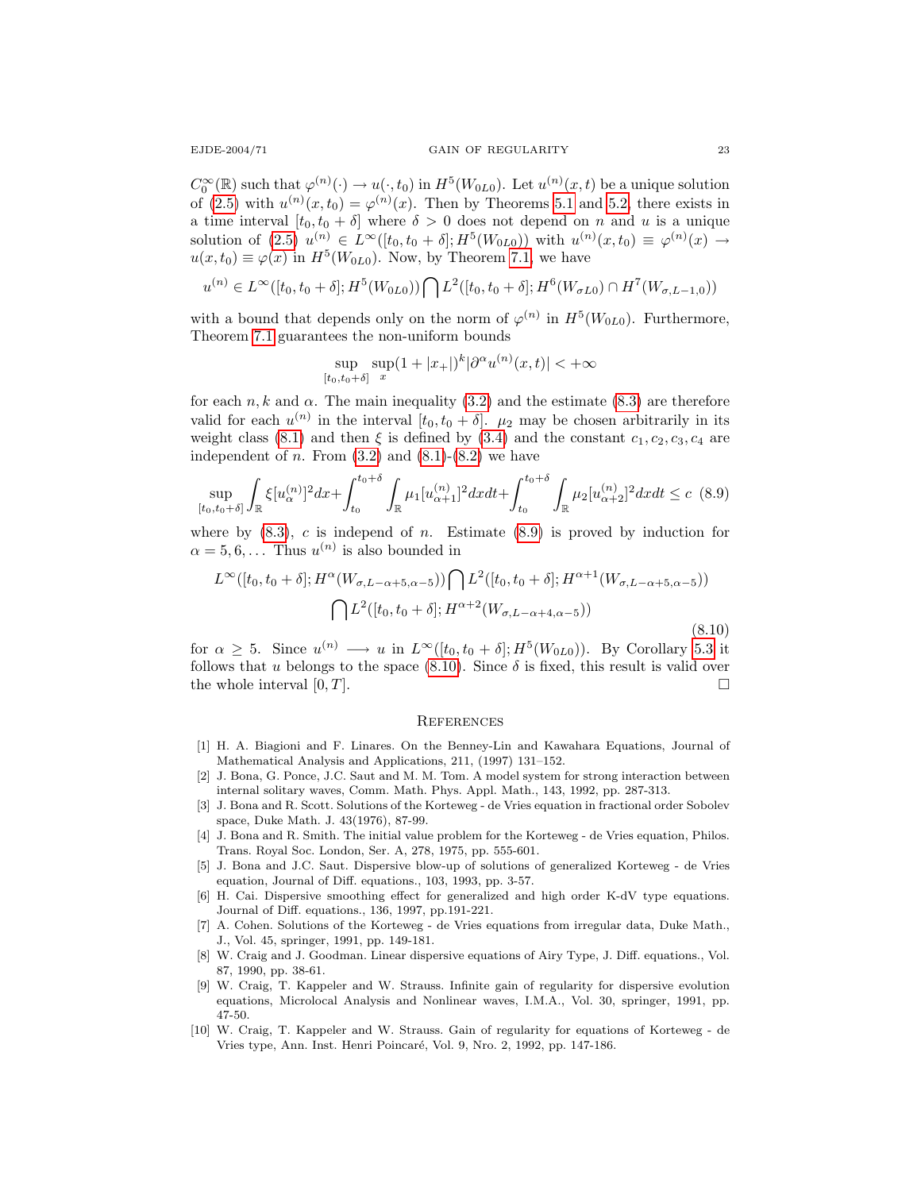$C_0^\infty(\mathbb{R})$ such that $\varphi^{(n)}(\cdot) \to u(\cdot, t_0)$ in $H^5(W_{0L0})$. Let $u^{(n)}(x,t)$ be a unique solution of (2.5) with $u^{(n)}(x,t_0) = \varphi^{(n)}(x)$. Then by Theorems 5.1 and 5.2, there exists in a time interval $[t_0, t_0 + \delta]$ where $\delta > 0$ does not depend on $n$ and $u$ is a unique solution of (2.5) $u^{(n)} \in L^\infty([t_0, t_0+\delta]; H^5(W_{0L0}))$ with $u^{(n)}(x,t_0) \equiv \varphi^{(n)}(x) \to u(x,t_0) \equiv \varphi(x)$ in $H^5(W_{0L0})$. Now, by Theorem 7.1, we have

$$u^{(n)} \in L^\infty([t_0, t_0+\delta]; H^5(W_{0L0})) \bigcap L^2([t_0, t_0+\delta]; H^6(W_{\sigma L0}) \cap H^7(W_{\sigma, L-1, 0}))$$

with a bound that depends only on the norm of $\varphi^{(n)}$ in $H^5(W_{0L0})$. Furthermore, Theorem 7.1 guarantees the non-uniform bounds

$$\sup_{[t_0, t_0+\delta]} \sup_x (1 + |x_+|)^k |\partial^\alpha u^{(n)}(x,t)| < +\infty$$

for each $n, k$ and $\alpha$. The main inequality (3.2) and the estimate (8.3) are therefore valid for each $u^{(n)}$ in the interval $[t_0, t_0 + \delta]$. $\mu_2$ may be chosen arbitrarily in its weight class (8.1) and then $\xi$ is defined by (3.4) and the constant $c_1, c_2, c_3, c_4$ are independent of $n$. From (3.2) and (8.1)-(8.2) we have

$$\sup_{[t_0, t_0+\delta]} \int_{\mathbb{R}} \xi [u_\alpha^{(n)}]^2 dx + \int_{t_0}^{t_0+\delta} \int_{\mathbb{R}} \mu_1 [u_{\alpha+1}^{(n)}]^2 dx dt + \int_{t_0}^{t_0+\delta} \int_{\mathbb{R}} \mu_2 [u_{\alpha+2}^{(n)}]^2 dx dt \le c \quad (8.9)$$

where by (8.3), $c$ is independ of $n$. Estimate (8.9) is proved by induction for $\alpha = 5, 6, \dots$ Thus $u^{(n)}$ is also bounded in

$$\begin{aligned} L^\infty([t_0, t_0+\delta]; H^\alpha(W_{\sigma, L-\alpha+5, \alpha-5})) \bigcap L^2([t_0, t_0+\delta]; H^{\alpha+1}(W_{\sigma, L-\alpha+5, \alpha-5})) \\ \bigcap L^2([t_0, t_0+\delta]; H^{\alpha+2}(W_{\sigma, L-\alpha+4, \alpha-5})) \end{aligned} \quad (8.10)$$

for $\alpha \ge 5$. Since $u^{(n)} \longrightarrow u$ in $L^\infty([t_0, t_0+\delta]; H^5(W_{0L0}))$. By Corollary 5.3 it follows that $u$ belongs to the space (8.10). Since $\delta$ is fixed, this result is valid over the whole interval $[0, T]$. $\square$

## References

[1] H. A. Biagioni and F. Linares. On the Benney-Lin and Kawahara Equations, Journal of Mathematical Analysis and Applications, 211, (1997) 131–152.

[2] J. Bona, G. Ponce, J.C. Saut and M. M. Tom. A model system for strong interaction between internal solitary waves, Comm. Math. Phys. Appl. Math., 143, 1992, pp. 287-313.

[3] J. Bona and R. Scott. Solutions of the Korteweg - de Vries equation in fractional order Sobolev space, Duke Math. J. 43(1976), 87-99.

[4] J. Bona and R. Smith. The initial value problem for the Korteweg - de Vries equation, Philos. Trans. Royal Soc. London, Ser. A, 278, 1975, pp. 555-601.

[5] J. Bona and J.C. Saut. Dispersive blow-up of solutions of generalized Korteweg - de Vries equation, Journal of Diff. equations., 103, 1993, pp. 3-57.

[6] H. Cai. Dispersive smoothing effect for generalized and high order K-dV type equations. Journal of Diff. equations., 136, 1997, pp.191-221.

[7] A. Cohen. Solutions of the Korteweg - de Vries equations from irregular data, Duke Math., J., Vol. 45, springer, 1991, pp. 149-181.

[8] W. Craig and J. Goodman. Linear dispersive equations of Airy Type, J. Diff. equations., Vol. 87, 1990, pp. 38-61.

[9] W. Craig, T. Kappeler and W. Strauss. Infinite gain of regularity for dispersive evolution equations, Microlocal Analysis and Nonlinear waves, I.M.A., Vol. 30, springer, 1991, pp. 47-50.

[10] W. Craig, T. Kappeler and W. Strauss. Gain of regularity for equations of Korteweg - de Vries type, Ann. Inst. Henri Poincaré, Vol. 9, Nro. 2, 1992, pp. 147-186.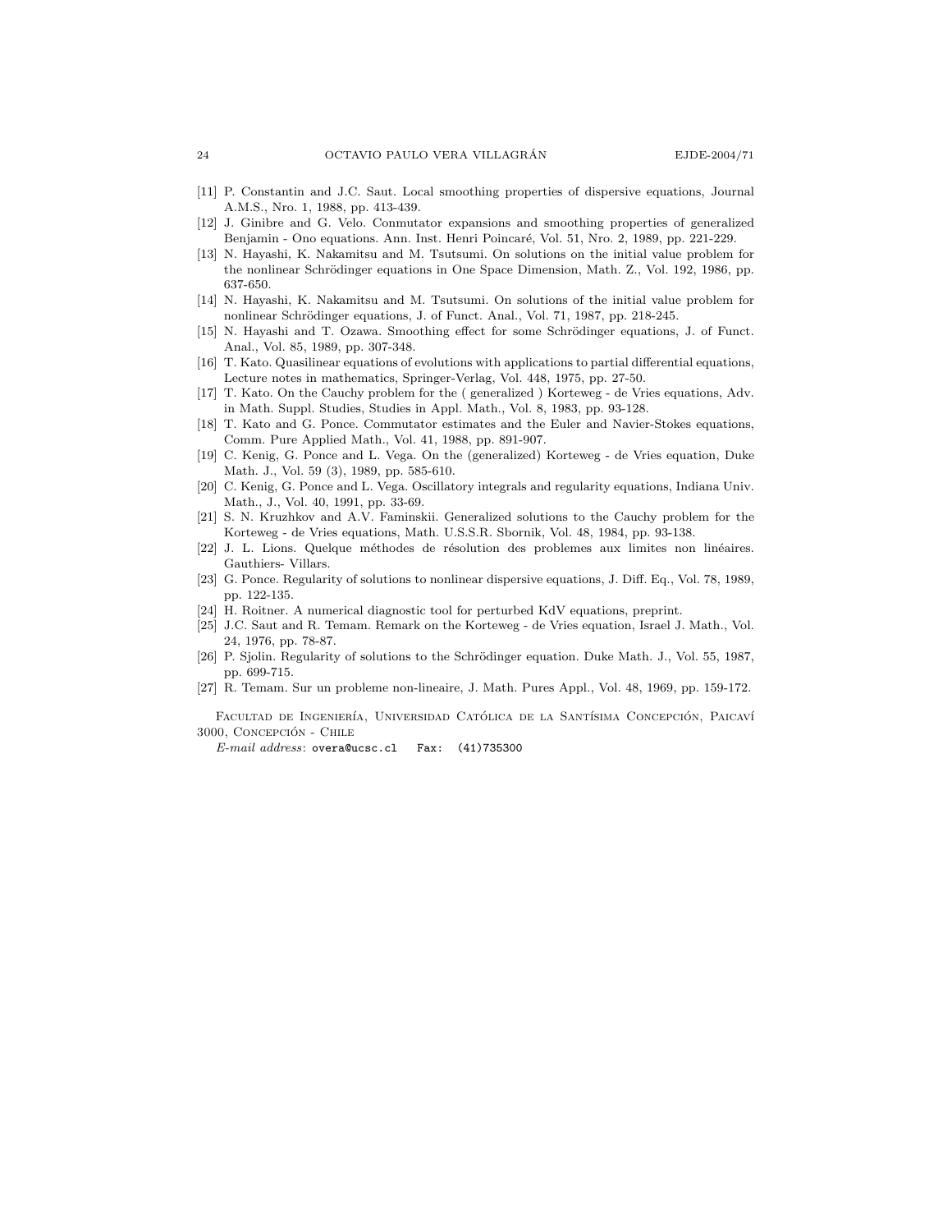[11] P. Constantin and J.C. Saut. Local smoothing properties of dispersive equations, Journal A.M.S., Nro. 1, 1988, pp. 413-439.

[12] J. Ginibre and G. Velo. Conmutator expansions and smoothing properties of generalized Benjamin - Ono equations. Ann. Inst. Henri Poincaré, Vol. 51, Nro. 2, 1989, pp. 221-229.

[13] N. Hayashi, K. Nakamitsu and M. Tsutsumi. On solutions on the initial value problem for the nonlinear Schrödinger equations in One Space Dimension, Math. Z., Vol. 192, 1986, pp. 637-650.

[14] N. Hayashi, K. Nakamitsu and M. Tsutsumi. On solutions of the initial value problem for nonlinear Schrödinger equations, J. of Funct. Anal., Vol. 71, 1987, pp. 218-245.

[15] N. Hayashi and T. Ozawa. Smoothing effect for some Schrödinger equations, J. of Funct. Anal., Vol. 85, 1989, pp. 307-348.

[16] T. Kato. Quasilinear equations of evolutions with applications to partial differential equations, Lecture notes in mathematics, Springer-Verlag, Vol. 448, 1975, pp. 27-50.

[17] T. Kato. On the Cauchy problem for the ( generalized ) Korteweg - de Vries equations, Adv. in Math. Suppl. Studies, Studies in Appl. Math., Vol. 8, 1983, pp. 93-128.

[18] T. Kato and G. Ponce. Commutator estimates and the Euler and Navier-Stokes equations, Comm. Pure Applied Math., Vol. 41, 1988, pp. 891-907.

[19] C. Kenig, G. Ponce and L. Vega. On the (generalized) Korteweg - de Vries equation, Duke Math. J., Vol. 59 (3), 1989, pp. 585-610.

[20] C. Kenig, G. Ponce and L. Vega. Oscillatory integrals and regularity equations, Indiana Univ. Math., J., Vol. 40, 1991, pp. 33-69.

[21] S. N. Kruzhkov and A.V. Faminskii. Generalized solutions to the Cauchy problem for the Korteweg - de Vries equations, Math. U.S.S.R. Sbornik, Vol. 48, 1984, pp. 93-138.

[22] J. L. Lions. Quelque méthodes de résolution des problemes aux limites non linéaires. Gauthiers- Villars.

[23] G. Ponce. Regularity of solutions to nonlinear dispersive equations, J. Diff. Eq., Vol. 78, 1989, pp. 122-135.

[24] H. Roitner. A numerical diagnostic tool for perturbed KdV equations, preprint.

[25] J.C. Saut and R. Temam. Remark on the Korteweg - de Vries equation, Israel J. Math., Vol. 24, 1976, pp. 78-87.

[26] P. Sjolin. Regularity of solutions to the Schrödinger equation. Duke Math. J., Vol. 55, 1987, pp. 699-715.

[27] R. Temam. Sur un probleme non-lineaire, J. Math. Pures Appl., Vol. 48, 1969, pp. 159-172.

Facultad de Ingeniería, Universidad Católica de la Santísima Concepción, Paicaví 3000, Concepción - Chile

*E-mail address*: overa@ucsc.cl   Fax: (41)735300